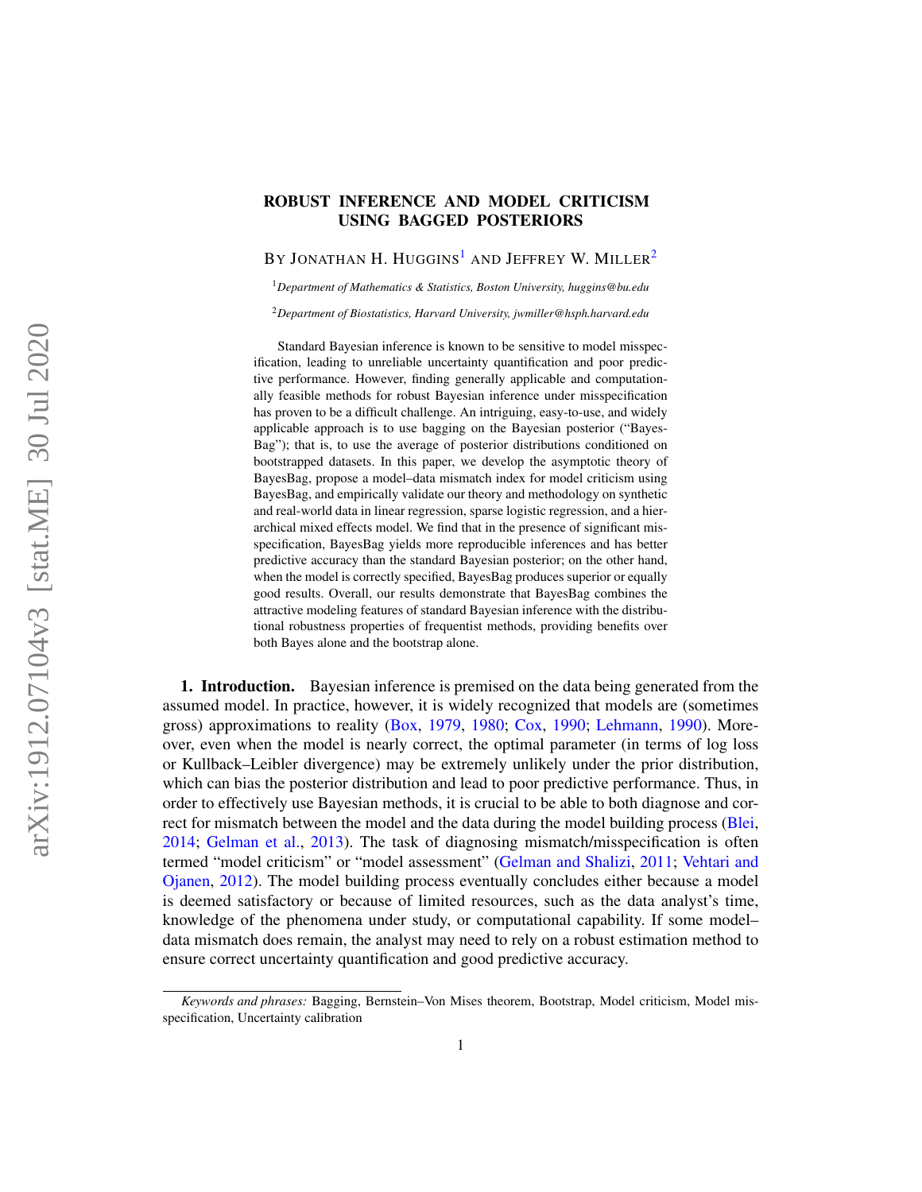# ROBUST INFERENCE AND MODEL CRITICISM USING BAGGED POSTERIORS

BY JONATHAN H. HUGGINS[1] AND JEFFREY W. MILLER[2]

[1]*Department of Mathematics & Statistics, Boston University, huggins@bu.edu*

[2]*Department of Biostatistics, Harvard University, jwmiller@hsph.harvard.edu*

Standard Bayesian inference is known to be sensitive to model misspecification, leading to unreliable uncertainty quantification and poor predictive performance. However, finding generally applicable and computationally feasible methods for robust Bayesian inference under misspecification has proven to be a difficult challenge. An intriguing, easy-to-use, and widely applicable approach is to use bagging on the Bayesian posterior ("BayesBag"); that is, to use the average of posterior distributions conditioned on bootstrapped datasets. In this paper, we develop the asymptotic theory of BayesBag, propose a model–data mismatch index for model criticism using BayesBag, and empirically validate our theory and methodology on synthetic and real-world data in linear regression, sparse logistic regression, and a hierarchical mixed effects model. We find that in the presence of significant misspecification, BayesBag yields more reproducible inferences and has better predictive accuracy than the standard Bayesian posterior; on the other hand, when the model is correctly specified, BayesBag produces superior or equally good results. Overall, our results demonstrate that BayesBag combines the attractive modeling features of standard Bayesian inference with the distributional robustness properties of frequentist methods, providing benefits over both Bayes alone and the bootstrap alone.

**1. Introduction.** Bayesian inference is premised on the data being generated from the assumed model. In practice, however, it is widely recognized that models are (sometimes gross) approximations to reality (Box, 1979, 1980; Cox, 1990; Lehmann, 1990). Moreover, even when the model is nearly correct, the optimal parameter (in terms of log loss or Kullback–Leibler divergence) may be extremely unlikely under the prior distribution, which can bias the posterior distribution and lead to poor predictive performance. Thus, in order to effectively use Bayesian methods, it is crucial to be able to both diagnose and correct for mismatch between the model and the data during the model building process (Blei, 2014; Gelman et al., 2013). The task of diagnosing mismatch/misspecification is often termed "model criticism" or "model assessment" (Gelman and Shalizi, 2011; Vehtari and Ojanen, 2012). The model building process eventually concludes either because a model is deemed satisfactory or because of limited resources, such as the data analyst's time, knowledge of the phenomena under study, or computational capability. If some model–data mismatch does remain, the analyst may need to rely on a robust estimation method to ensure correct uncertainty quantification and good predictive accuracy.

*Keywords and phrases:* Bagging, Bernstein–Von Mises theorem, Bootstrap, Model criticism, Model misspecification, Uncertainty calibration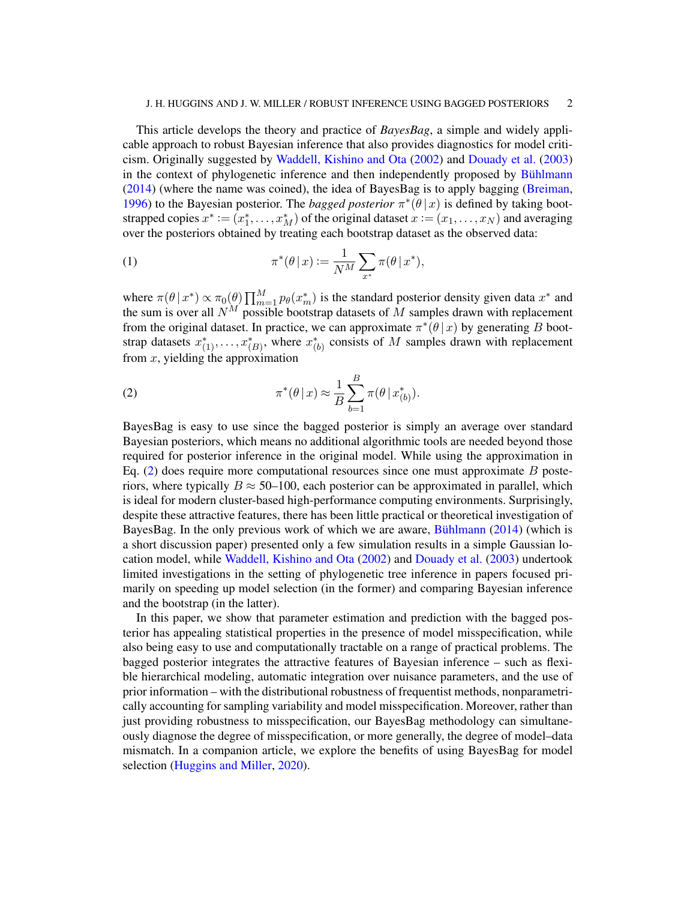This article develops the theory and practice of *BayesBag*, a simple and widely applicable approach to robust Bayesian inference that also provides diagnostics for model criticism. Originally suggested by Waddell, Kishino and Ota (2002) and Douady et al. (2003) in the context of phylogenetic inference and then independently proposed by Bühlmann (2014) (where the name was coined), the idea of BayesBag is to apply bagging (Breiman, 1996) to the Bayesian posterior. The *bagged posterior* $\pi^*(\theta \,|\, x)$ is defined by taking bootstrapped copies $x^* := (x_1^*, \ldots, x_M^*)$ of the original dataset $x := (x_1, \ldots, x_N)$ and averaging over the posteriors obtained by treating each bootstrap dataset as the observed data:

$$\pi^*(\theta \,|\, x) := \frac{1}{N^M} \sum_{x^*} \pi(\theta \,|\, x^*), \tag{1}$$

where $\pi(\theta \,|\, x^*) \propto \pi_0(\theta) \prod_{m=1}^M p_\theta(x_m^*)$ is the standard posterior density given data $x^*$ and the sum is over all $N^M$ possible bootstrap datasets of $M$ samples drawn with replacement from the original dataset. In practice, we can approximate $\pi^*(\theta \,|\, x)$ by generating $B$ bootstrap datasets $x_{(1)}^*, \ldots, x_{(B)}^*$, where $x_{(b)}^*$ consists of $M$ samples drawn with replacement from $x$, yielding the approximation

$$\pi^*(\theta \,|\, x) \approx \frac{1}{B} \sum_{b=1}^B \pi(\theta \,|\, x_{(b)}^*). \tag{2}$$

BayesBag is easy to use since the bagged posterior is simply an average over standard Bayesian posteriors, which means no additional algorithmic tools are needed beyond those required for posterior inference in the original model. While using the approximation in Eq. (2) does require more computational resources since one must approximate $B$ posteriors, where typically $B \approx$ 50–100, each posterior can be approximated in parallel, which is ideal for modern cluster-based high-performance computing environments. Surprisingly, despite these attractive features, there has been little practical or theoretical investigation of BayesBag. In the only previous work of which we are aware, Bühlmann (2014) (which is a short discussion paper) presented only a few simulation results in a simple Gaussian location model, while Waddell, Kishino and Ota (2002) and Douady et al. (2003) undertook limited investigations in the setting of phylogenetic tree inference in papers focused primarily on speeding up model selection (in the former) and comparing Bayesian inference and the bootstrap (in the latter).

In this paper, we show that parameter estimation and prediction with the bagged posterior has appealing statistical properties in the presence of model misspecification, while also being easy to use and computationally tractable on a range of practical problems. The bagged posterior integrates the attractive features of Bayesian inference – such as flexible hierarchical modeling, automatic integration over nuisance parameters, and the use of prior information – with the distributional robustness of frequentist methods, nonparametrically accounting for sampling variability and model misspecification. Moreover, rather than just providing robustness to misspecification, our BayesBag methodology can simultaneously diagnose the degree of misspecification, or more generally, the degree of model–data mismatch. In a companion article, we explore the benefits of using BayesBag for model selection (Huggins and Miller, 2020).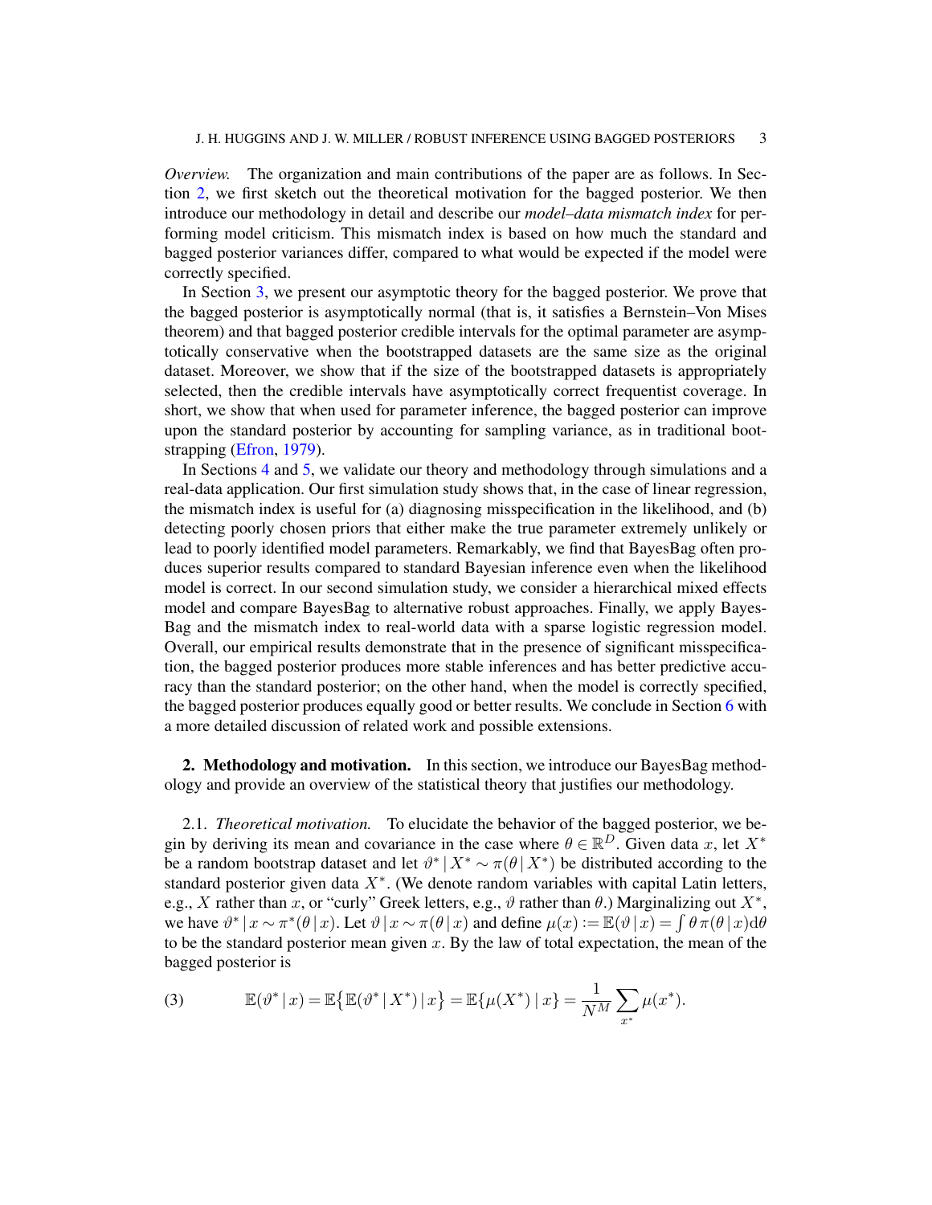*Overview.* The organization and main contributions of the paper are as follows. In Section 2, we first sketch out the theoretical motivation for the bagged posterior. We then introduce our methodology in detail and describe our *model–data mismatch index* for performing model criticism. This mismatch index is based on how much the standard and bagged posterior variances differ, compared to what would be expected if the model were correctly specified.

In Section 3, we present our asymptotic theory for the bagged posterior. We prove that the bagged posterior is asymptotically normal (that is, it satisfies a Bernstein–Von Mises theorem) and that bagged posterior credible intervals for the optimal parameter are asymptotically conservative when the bootstrapped datasets are the same size as the original dataset. Moreover, we show that if the size of the bootstrapped datasets is appropriately selected, then the credible intervals have asymptotically correct frequentist coverage. In short, we show that when used for parameter inference, the bagged posterior can improve upon the standard posterior by accounting for sampling variance, as in traditional bootstrapping (Efron, 1979).

In Sections 4 and 5, we validate our theory and methodology through simulations and a real-data application. Our first simulation study shows that, in the case of linear regression, the mismatch index is useful for (a) diagnosing misspecification in the likelihood, and (b) detecting poorly chosen priors that either make the true parameter extremely unlikely or lead to poorly identified model parameters. Remarkably, we find that BayesBag often produces superior results compared to standard Bayesian inference even when the likelihood model is correct. In our second simulation study, we consider a hierarchical mixed effects model and compare BayesBag to alternative robust approaches. Finally, we apply BayesBag and the mismatch index to real-world data with a sparse logistic regression model. Overall, our empirical results demonstrate that in the presence of significant misspecification, the bagged posterior produces more stable inferences and has better predictive accuracy than the standard posterior; on the other hand, when the model is correctly specified, the bagged posterior produces equally good or better results. We conclude in Section 6 with a more detailed discussion of related work and possible extensions.

## 2. Methodology and motivation.

In this section, we introduce our BayesBag methodology and provide an overview of the statistical theory that justifies our methodology.

### 2.1. *Theoretical motivation.*

To elucidate the behavior of the bagged posterior, we begin by deriving its mean and covariance in the case where $\theta \in \mathbb{R}^D$. Given data $x$, let $X^*$ be a random bootstrap dataset and let $\vartheta^* \,|\, X^* \sim \pi(\theta \,|\, X^*)$ be distributed according to the standard posterior given data $X^*$. (We denote random variables with capital Latin letters, e.g., $X$ rather than $x$, or "curly" Greek letters, e.g., $\vartheta$ rather than $\theta$.) Marginalizing out $X^*$, we have $\vartheta^* \,|\, x \sim \pi^*(\theta \,|\, x)$. Let $\vartheta \,|\, x \sim \pi(\theta \,|\, x)$ and define $\mu(x) := \mathbb{E}(\vartheta \,|\, x) = \int \theta \, \pi(\theta \,|\, x) \mathrm{d}\theta$ to be the standard posterior mean given $x$. By the law of total expectation, the mean of the bagged posterior is

$$
\mathbb{E}(\vartheta^* \,|\, x) = \mathbb{E}\big\{\mathbb{E}(\vartheta^* \,|\, X^*) \,|\, x\big\} = \mathbb{E}\{\mu(X^*) \,|\, x\} = \frac{1}{N^M} \sum_{x^*} \mu(x^*). \tag{3}
$$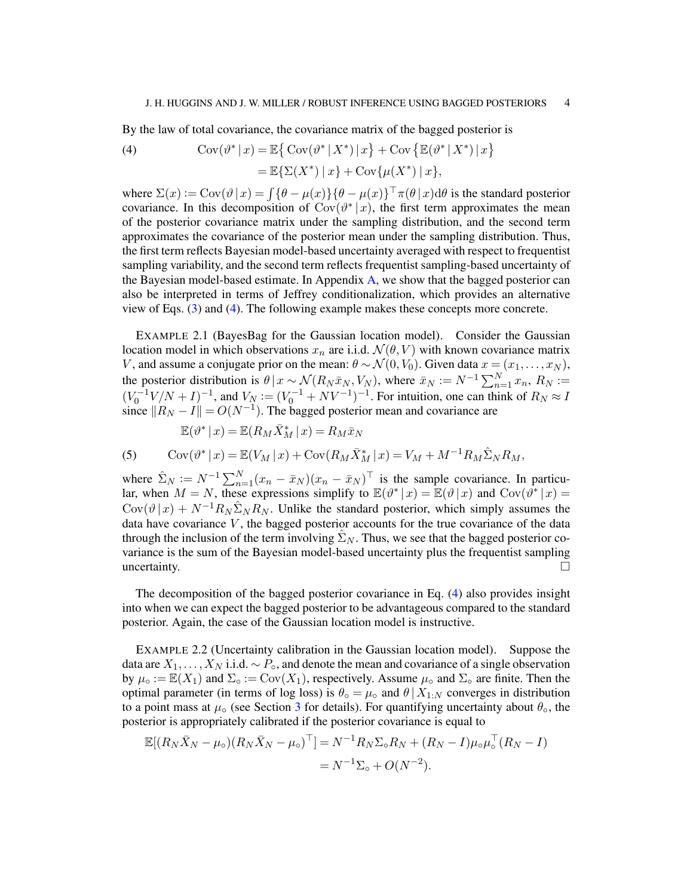By the law of total covariance, the covariance matrix of the bagged posterior is

$$
\begin{aligned}
\operatorname{Cov}(\vartheta^* \mid x) &= \mathbb{E}\big\{\operatorname{Cov}(\vartheta^* \mid X^*) \mid x\big\} + \operatorname{Cov}\big\{\mathbb{E}(\vartheta^* \mid X^*) \mid x\big\} \\
&= \mathbb{E}\{\Sigma(X^*) \mid x\} + \operatorname{Cov}\{\mu(X^*) \mid x\},
\end{aligned} \tag{4}
$$

where $\Sigma(x) := \operatorname{Cov}(\vartheta \mid x) = \int \{\theta - \mu(x)\}\{\theta - \mu(x)\}^\top \pi(\theta \mid x) \mathrm{d}\theta$ is the standard posterior covariance. In this decomposition of $\operatorname{Cov}(\vartheta^* \mid x)$, the first term approximates the mean of the posterior covariance matrix under the sampling distribution, and the second term approximates the covariance of the posterior mean under the sampling distribution. Thus, the first term reflects Bayesian model-based uncertainty averaged with respect to frequentist sampling variability, and the second term reflects frequentist sampling-based uncertainty of the Bayesian model-based estimate. In Appendix A, we show that the bagged posterior can also be interpreted in terms of Jeffrey conditionalization, which provides an alternative view of Eqs. (3) and (4). The following example makes these concepts more concrete.

EXAMPLE 2.1 (BayesBag for the Gaussian location model). Consider the Gaussian location model in which observations $x_n$ are i.i.d. $\mathcal{N}(\theta, V)$ with known covariance matrix $V$, and assume a conjugate prior on the mean: $\theta \sim \mathcal{N}(0, V_0)$. Given data $x = (x_1, \ldots, x_N)$, the posterior distribution is $\theta \mid x \sim \mathcal{N}(R_N \bar{x}_N, V_N)$, where $\bar{x}_N := N^{-1}\sum_{n=1}^N x_n$, $R_N := (V_0^{-1}V/N + I)^{-1}$, and $V_N := (V_0^{-1} + NV^{-1})^{-1}$. For intuition, one can think of $R_N \approx I$ since $\|R_N - I\| = O(N^{-1})$. The bagged posterior mean and covariance are

$$
\begin{aligned}
\mathbb{E}(\vartheta^* \mid x) &= \mathbb{E}(R_M \bar{X}_M^* \mid x) = R_M \bar{x}_N \\
\operatorname{Cov}(\vartheta^* \mid x) &= \mathbb{E}(V_M \mid x) + \operatorname{Cov}(R_M \bar{X}_M^* \mid x) = V_M + M^{-1} R_M \hat{\Sigma}_N R_M,
\end{aligned} \tag{5}
$$

where $\hat{\Sigma}_N := N^{-1}\sum_{n=1}^N (x_n - \bar{x}_N)(x_n - \bar{x}_N)^\top$ is the sample covariance. In particular, when $M = N$, these expressions simplify to $\mathbb{E}(\vartheta^* \mid x) = \mathbb{E}(\vartheta \mid x)$ and $\operatorname{Cov}(\vartheta^* \mid x) = \operatorname{Cov}(\vartheta \mid x) + N^{-1} R_N \hat{\Sigma}_N R_N$. Unlike the standard posterior, which simply assumes the data have covariance $V$, the bagged posterior accounts for the true covariance of the data through the inclusion of the term involving $\hat{\Sigma}_N$. Thus, we see that the bagged posterior covariance is the sum of the Bayesian model-based uncertainty plus the frequentist sampling uncertainty. □

The decomposition of the bagged posterior covariance in Eq. (4) also provides insight into when we can expect the bagged posterior to be advantageous compared to the standard posterior. Again, the case of the Gaussian location model is instructive.

EXAMPLE 2.2 (Uncertainty calibration in the Gaussian location model). Suppose the data are $X_1, \ldots, X_N$ i.i.d. $\sim P_\circ$, and denote the mean and covariance of a single observation by $\mu_\circ := \mathbb{E}(X_1)$ and $\Sigma_\circ := \operatorname{Cov}(X_1)$, respectively. Assume $\mu_\circ$ and $\Sigma_\circ$ are finite. Then the optimal parameter (in terms of log loss) is $\theta_\circ = \mu_\circ$ and $\theta \mid X_{1:N}$ converges in distribution to a point mass at $\mu_\circ$ (see Section 3 for details). For quantifying uncertainty about $\theta_\circ$, the posterior is appropriately calibrated if the posterior covariance is equal to

$$
\begin{aligned}
\mathbb{E}[(R_N \bar{X}_N - \mu_\circ)(R_N \bar{X}_N - \mu_\circ)^\top] &= N^{-1} R_N \Sigma_\circ R_N + (R_N - I)\mu_\circ \mu_\circ^\top (R_N - I) \\
&= N^{-1}\Sigma_\circ + O(N^{-2}).
\end{aligned}
$$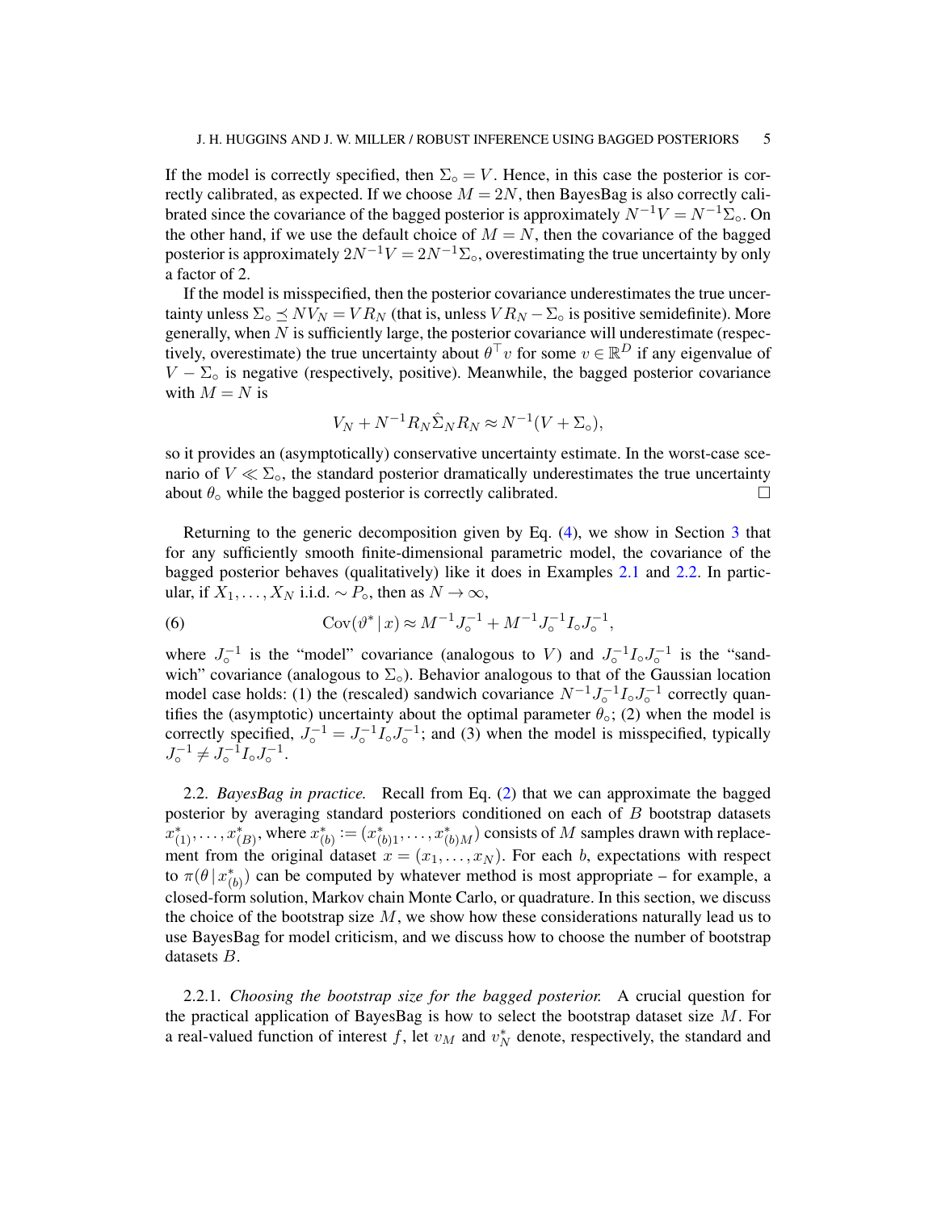If the model is correctly specified, then $\Sigma_\circ = V$. Hence, in this case the posterior is correctly calibrated, as expected. If we choose $M = 2N$, then BayesBag is also correctly calibrated since the covariance of the bagged posterior is approximately $N^{-1}V = N^{-1}\Sigma_\circ$. On the other hand, if we use the default choice of $M = N$, then the covariance of the bagged posterior is approximately $2N^{-1}V = 2N^{-1}\Sigma_\circ$, overestimating the true uncertainty by only a factor of 2.

If the model is misspecified, then the posterior covariance underestimates the true uncertainty unless $\Sigma_\circ \preceq NV_N = VR_N$ (that is, unless $VR_N - \Sigma_\circ$ is positive semidefinite). More generally, when $N$ is sufficiently large, the posterior covariance will underestimate (respectively, overestimate) the true uncertainty about $\theta^\top v$ for some $v \in \mathbb{R}^D$ if any eigenvalue of $V - \Sigma_\circ$ is negative (respectively, positive). Meanwhile, the bagged posterior covariance with $M = N$ is

$$V_N + N^{-1}R_N\hat{\Sigma}_N R_N \approx N^{-1}(V + \Sigma_\circ),$$

so it provides an (asymptotically) conservative uncertainty estimate. In the worst-case scenario of $V \ll \Sigma_\circ$, the standard posterior dramatically underestimates the true uncertainty about $\theta_\circ$ while the bagged posterior is correctly calibrated. □

Returning to the generic decomposition given by Eq. (4), we show in Section 3 that for any sufficiently smooth finite-dimensional parametric model, the covariance of the bagged posterior behaves (qualitatively) like it does in Examples 2.1 and 2.2. In particular, if $X_1, \dots, X_N$ i.i.d. $\sim P_\circ$, then as $N \to \infty$,

$$\operatorname{Cov}(\vartheta^* \mid x) \approx M^{-1}J_\circ^{-1} + M^{-1}J_\circ^{-1}I_\circ J_\circ^{-1}, \tag{6}$$

where $J_\circ^{-1}$ is the "model" covariance (analogous to $V$) and $J_\circ^{-1}I_\circ J_\circ^{-1}$ is the "sandwich" covariance (analogous to $\Sigma_\circ$). Behavior analogous to that of the Gaussian location model case holds: (1) the (rescaled) sandwich covariance $N^{-1}J_\circ^{-1}I_\circ J_\circ^{-1}$ correctly quantifies the (asymptotic) uncertainty about the optimal parameter $\theta_\circ$; (2) when the model is correctly specified, $J_\circ^{-1} = J_\circ^{-1}I_\circ J_\circ^{-1}$; and (3) when the model is misspecified, typically $J_\circ^{-1} \neq J_\circ^{-1}I_\circ J_\circ^{-1}$.

### 2.2. *BayesBag in practice.*

Recall from Eq. (2) that we can approximate the bagged posterior by averaging standard posteriors conditioned on each of $B$ bootstrap datasets $x^*_{(1)}, \dots, x^*_{(B)}$, where $x^*_{(b)} := (x^*_{(b)1}, \dots, x^*_{(b)M})$ consists of $M$ samples drawn with replacement from the original dataset $x = (x_1, \dots, x_N)$. For each $b$, expectations with respect to $\pi(\theta \mid x^*_{(b)})$ can be computed by whatever method is most appropriate – for example, a closed-form solution, Markov chain Monte Carlo, or quadrature. In this section, we discuss the choice of the bootstrap size $M$, we show how these considerations naturally lead us to use BayesBag for model criticism, and we discuss how to choose the number of bootstrap datasets $B$.

#### 2.2.1. *Choosing the bootstrap size for the bagged posterior.*

A crucial question for the practical application of BayesBag is how to select the bootstrap dataset size $M$. For a real-valued function of interest $f$, let $v_M$ and $v^*_N$ denote, respectively, the standard and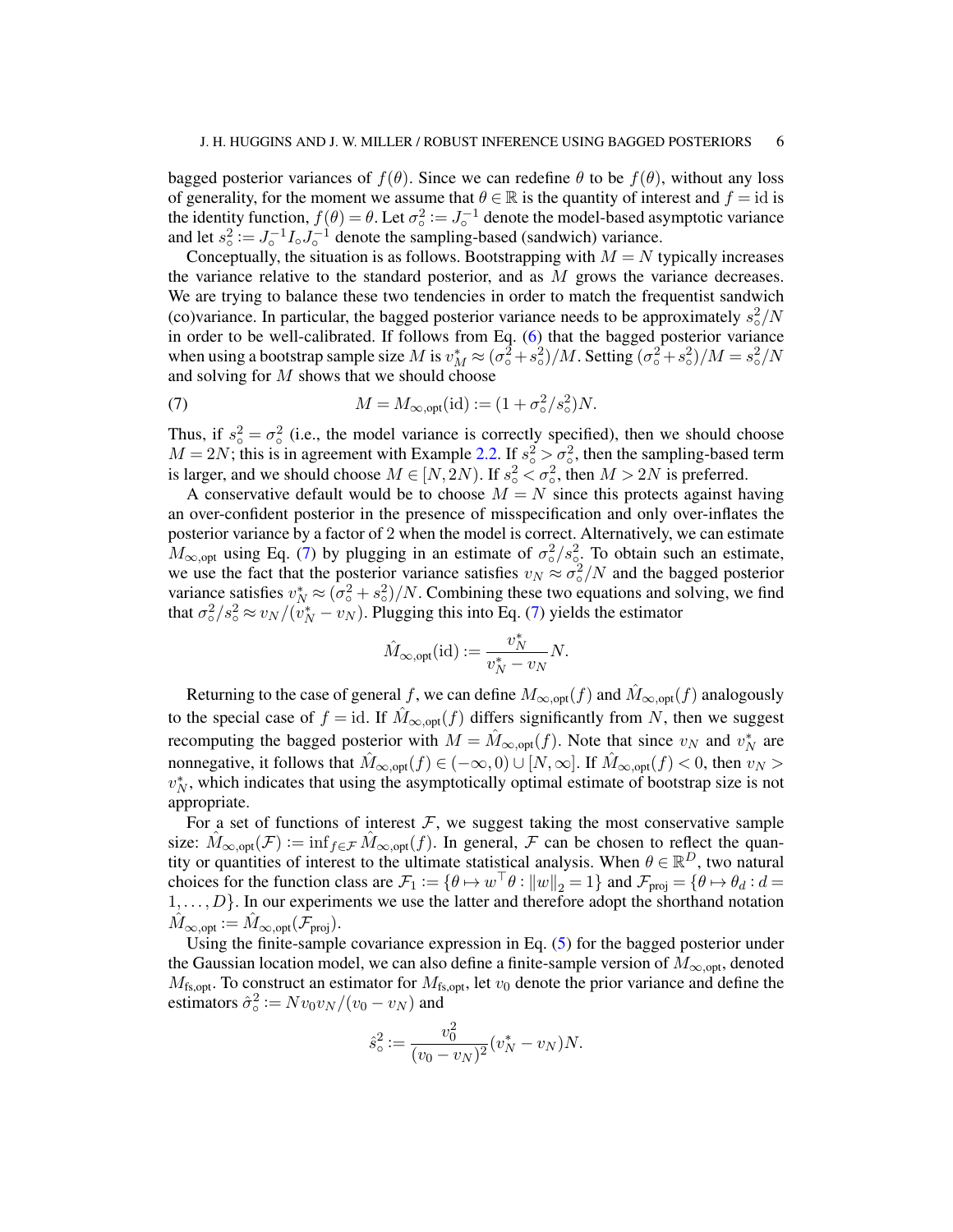bagged posterior variances of $f(\theta)$. Since we can redefine $\theta$ to be $f(\theta)$, without any loss of generality, for the moment we assume that $\theta \in \mathbb{R}$ is the quantity of interest and $f = \mathrm{id}$ is the identity function, $f(\theta) = \theta$. Let $\sigma_\circ^2 := J_\circ^{-1}$ denote the model-based asymptotic variance and let $s_\circ^2 := J_\circ^{-1} I_\circ J_\circ^{-1}$ denote the sampling-based (sandwich) variance.

Conceptually, the situation is as follows. Bootstrapping with $M = N$ typically increases the variance relative to the standard posterior, and as $M$ grows the variance decreases. We are trying to balance these two tendencies in order to match the frequentist sandwich (co)variance. In particular, the bagged posterior variance needs to be approximately $s_\circ^2/N$ in order to be well-calibrated. If follows from Eq. (6) that the bagged posterior variance when using a bootstrap sample size $M$ is $v_M^* \approx (\sigma_\circ^2 + s_\circ^2)/M$. Setting $(\sigma_\circ^2 + s_\circ^2)/M = s_\circ^2/N$ and solving for $M$ shows that we should choose

$$M = M_{\infty,\mathrm{opt}}(\mathrm{id}) := (1 + \sigma_\circ^2/s_\circ^2)N. \tag{7}$$

Thus, if $s_\circ^2 = \sigma_\circ^2$ (i.e., the model variance is correctly specified), then we should choose $M = 2N$; this is in agreement with Example 2.2. If $s_\circ^2 > \sigma_\circ^2$, then the sampling-based term is larger, and we should choose $M \in [N, 2N)$. If $s_\circ^2 < \sigma_\circ^2$, then $M > 2N$ is preferred.

A conservative default would be to choose $M = N$ since this protects against having an over-confident posterior in the presence of misspecification and only over-inflates the posterior variance by a factor of 2 when the model is correct. Alternatively, we can estimate $M_{\infty,\mathrm{opt}}$ using Eq. (7) by plugging in an estimate of $\sigma_\circ^2/s_\circ^2$. To obtain such an estimate, we use the fact that the posterior variance satisfies $v_N \approx \sigma_\circ^2/N$ and the bagged posterior variance satisfies $v_N^* \approx (\sigma_\circ^2 + s_\circ^2)/N$. Combining these two equations and solving, we find that $\sigma_\circ^2/s_\circ^2 \approx v_N/(v_N^* - v_N)$. Plugging this into Eq. (7) yields the estimator

$$\hat{M}_{\infty,\mathrm{opt}}(\mathrm{id}) := \frac{v_N^*}{v_N^* - v_N} N.$$

Returning to the case of general $f$, we can define $M_{\infty,\mathrm{opt}}(f)$ and $\hat{M}_{\infty,\mathrm{opt}}(f)$ analogously to the special case of $f = \mathrm{id}$. If $\hat{M}_{\infty,\mathrm{opt}}(f)$ differs significantly from $N$, then we suggest recomputing the bagged posterior with $M = \hat{M}_{\infty,\mathrm{opt}}(f)$. Note that since $v_N$ and $v_N^*$ are nonnegative, it follows that $\hat{M}_{\infty,\mathrm{opt}}(f) \in (-\infty, 0) \cup [N, \infty]$. If $\hat{M}_{\infty,\mathrm{opt}}(f) < 0$, then $v_N > v_N^*$, which indicates that using the asymptotically optimal estimate of bootstrap size is not appropriate.

For a set of functions of interest $\mathcal{F}$, we suggest taking the most conservative sample size: $\hat{M}_{\infty,\mathrm{opt}}(\mathcal{F}) := \inf_{f \in \mathcal{F}} \hat{M}_{\infty,\mathrm{opt}}(f)$. In general, $\mathcal{F}$ can be chosen to reflect the quantity or quantities of interest to the ultimate statistical analysis. When $\theta \in \mathbb{R}^D$, two natural choices for the function class are $\mathcal{F}_1 := \{\theta \mapsto w^\top \theta : \|w\|_2 = 1\}$ and $\mathcal{F}_{\mathrm{proj}} = \{\theta \mapsto \theta_d : d = 1, \ldots, D\}$. In our experiments we use the latter and therefore adopt the shorthand notation $\hat{M}_{\infty,\mathrm{opt}} := \hat{M}_{\infty,\mathrm{opt}}(\mathcal{F}_{\mathrm{proj}})$.

Using the finite-sample covariance expression in Eq. (5) for the bagged posterior under the Gaussian location model, we can also define a finite-sample version of $M_{\infty,\mathrm{opt}}$, denoted $M_{\mathrm{fs,opt}}$. To construct an estimator for $M_{\mathrm{fs,opt}}$, let $v_0$ denote the prior variance and define the estimators $\hat{\sigma}_\circ^2 := N v_0 v_N/(v_0 - v_N)$ and

$$\hat{s}_\circ^2 := \frac{v_0^2}{(v_0 - v_N)^2}(v_N^* - v_N)N.$$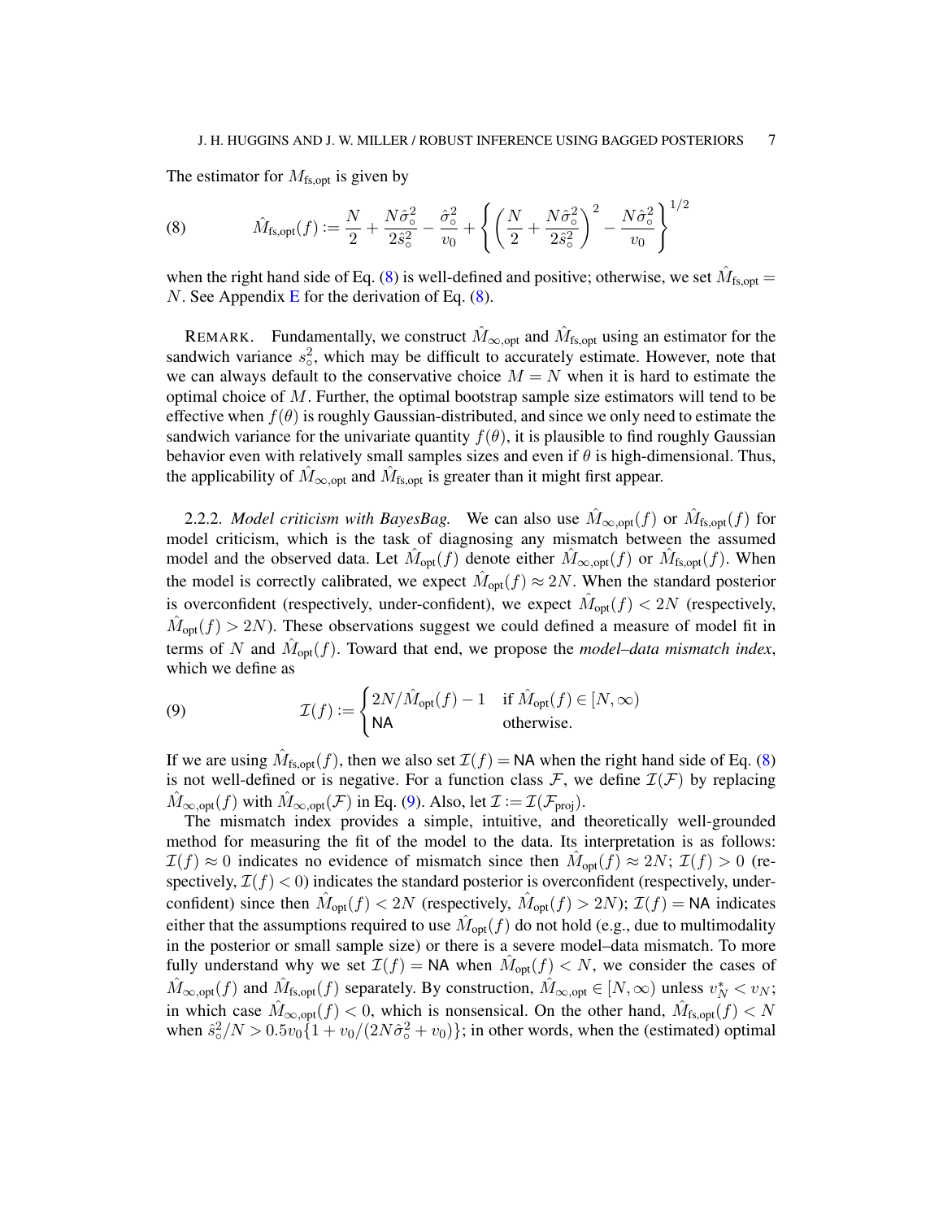The estimator for $M_{\text{fs,opt}}$ is given by

$$
\hat{M}_{\text{fs,opt}}(f) := \frac{N}{2} + \frac{N\hat{\sigma}_{\circ}^2}{2\hat{s}_{\circ}^2} - \frac{\hat{\sigma}_{\circ}^2}{v_0} + \left\{ \left( \frac{N}{2} + \frac{N\hat{\sigma}_{\circ}^2}{2\hat{s}_{\circ}^2} \right)^2 - \frac{N\hat{\sigma}_{\circ}^2}{v_0} \right\}^{1/2} \tag{8}
$$

when the right hand side of Eq. (8) is well-defined and positive; otherwise, we set $\hat{M}_{\text{fs,opt}} = N$. See Appendix E for the derivation of Eq. (8).

REMARK. Fundamentally, we construct $\hat{M}_{\infty,\text{opt}}$ and $\hat{M}_{\text{fs,opt}}$ using an estimator for the sandwich variance $s_{\circ}^2$, which may be difficult to accurately estimate. However, note that we can always default to the conservative choice $M = N$ when it is hard to estimate the optimal choice of $M$. Further, the optimal bootstrap sample size estimators will tend to be effective when $f(\theta)$ is roughly Gaussian-distributed, and since we only need to estimate the sandwich variance for the univariate quantity $f(\theta)$, it is plausible to find roughly Gaussian behavior even with relatively small samples sizes and even if $\theta$ is high-dimensional. Thus, the applicability of $\hat{M}_{\infty,\text{opt}}$ and $\hat{M}_{\text{fs,opt}}$ is greater than it might first appear.

2.2.2. *Model criticism with BayesBag.* We can also use $\hat{M}_{\infty,\text{opt}}(f)$ or $\hat{M}_{\text{fs,opt}}(f)$ for model criticism, which is the task of diagnosing any mismatch between the assumed model and the observed data. Let $\hat{M}_{\text{opt}}(f)$ denote either $\hat{M}_{\infty,\text{opt}}(f)$ or $\hat{M}_{\text{fs,opt}}(f)$. When the model is correctly calibrated, we expect $\hat{M}_{\text{opt}}(f) \approx 2N$. When the standard posterior is overconfident (respectively, under-confident), we expect $\hat{M}_{\text{opt}}(f) < 2N$ (respectively, $\hat{M}_{\text{opt}}(f) > 2N$). These observations suggest we could defined a measure of model fit in terms of $N$ and $\hat{M}_{\text{opt}}(f)$. Toward that end, we propose the *model–data mismatch index*, which we define as

$$
\mathcal{I}(f) := \begin{cases} 2N/\hat{M}_{\text{opt}}(f) - 1 & \text{if } \hat{M}_{\text{opt}}(f) \in [N, \infty) \\ \mathsf{NA} & \text{otherwise.} \end{cases} \tag{9}
$$

If we are using $\hat{M}_{\text{fs,opt}}(f)$, then we also set $\mathcal{I}(f) = \mathsf{NA}$ when the right hand side of Eq. (8) is not well-defined or is negative. For a function class $\mathcal{F}$, we define $\mathcal{I}(\mathcal{F})$ by replacing $\hat{M}_{\infty,\text{opt}}(f)$ with $\hat{M}_{\infty,\text{opt}}(\mathcal{F})$ in Eq. (9). Also, let $\mathcal{I} := \mathcal{I}(\mathcal{F}_{\text{proj}})$.

The mismatch index provides a simple, intuitive, and theoretically well-grounded method for measuring the fit of the model to the data. Its interpretation is as follows: $\mathcal{I}(f) \approx 0$ indicates no evidence of mismatch since then $\hat{M}_{\text{opt}}(f) \approx 2N$; $\mathcal{I}(f) > 0$ (respectively, $\mathcal{I}(f) < 0$) indicates the standard posterior is overconfident (respectively, under-confident) since then $\hat{M}_{\text{opt}}(f) < 2N$ (respectively, $\hat{M}_{\text{opt}}(f) > 2N$); $\mathcal{I}(f) = \mathsf{NA}$ indicates either that the assumptions required to use $\hat{M}_{\text{opt}}(f)$ do not hold (e.g., due to multimodality in the posterior or small sample size) or there is a severe model–data mismatch. To more fully understand why we set $\mathcal{I}(f) = \mathsf{NA}$ when $\hat{M}_{\text{opt}}(f) < N$, we consider the cases of $\hat{M}_{\infty,\text{opt}}(f)$ and $\hat{M}_{\text{fs,opt}}(f)$ separately. By construction, $\hat{M}_{\infty,\text{opt}} \in [N, \infty)$ unless $v_N^* < v_N$; in which case $\hat{M}_{\infty,\text{opt}}(f) < 0$, which is nonsensical. On the other hand, $\hat{M}_{\text{fs,opt}}(f) < N$ when $\hat{s}_{\circ}^2/N > 0.5v_0\{1 + v_0/(2N\hat{\sigma}_{\circ}^2 + v_0)\}$; in other words, when the (estimated) optimal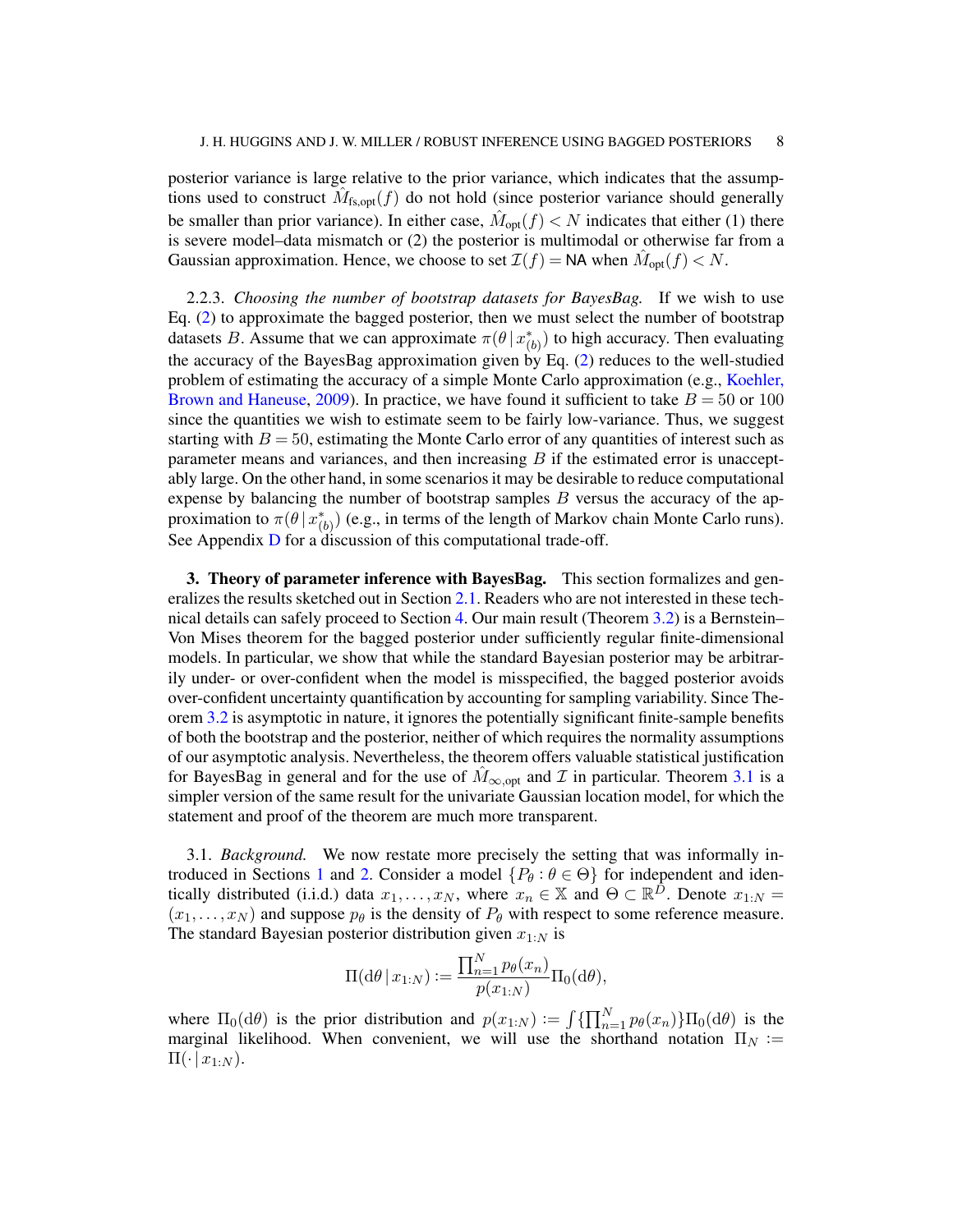posterior variance is large relative to the prior variance, which indicates that the assumptions used to construct $\hat{M}_{\text{fs,opt}}(f)$ do not hold (since posterior variance should generally be smaller than prior variance). In either case, $\hat{M}_{\text{opt}}(f) < N$ indicates that either (1) there is severe model–data mismatch or (2) the posterior is multimodal or otherwise far from a Gaussian approximation. Hence, we choose to set $\mathcal{I}(f) = \mathsf{NA}$ when $\hat{M}_{\text{opt}}(f) < N$.

2.2.3. *Choosing the number of bootstrap datasets for BayesBag.* If we wish to use Eq. (2) to approximate the bagged posterior, then we must select the number of bootstrap datasets $B$. Assume that we can approximate $\pi(\theta \mid x^*_{(b)})$ to high accuracy. Then evaluating the accuracy of the BayesBag approximation given by Eq. (2) reduces to the well-studied problem of estimating the accuracy of a simple Monte Carlo approximation (e.g., Koehler, Brown and Haneuse, 2009). In practice, we have found it sufficient to take $B = 50$ or $100$ since the quantities we wish to estimate seem to be fairly low-variance. Thus, we suggest starting with $B = 50$, estimating the Monte Carlo error of any quantities of interest such as parameter means and variances, and then increasing $B$ if the estimated error is unacceptably large. On the other hand, in some scenarios it may be desirable to reduce computational expense by balancing the number of bootstrap samples $B$ versus the accuracy of the approximation to $\pi(\theta \mid x^*_{(b)})$ (e.g., in terms of the length of Markov chain Monte Carlo runs). See Appendix D for a discussion of this computational trade-off.

## 3. Theory of parameter inference with BayesBag.

This section formalizes and generalizes the results sketched out in Section 2.1. Readers who are not interested in these technical details can safely proceed to Section 4. Our main result (Theorem 3.2) is a Bernstein–Von Mises theorem for the bagged posterior under sufficiently regular finite-dimensional models. In particular, we show that while the standard Bayesian posterior may be arbitrarily under- or over-confident when the model is misspecified, the bagged posterior avoids over-confident uncertainty quantification by accounting for sampling variability. Since Theorem 3.2 is asymptotic in nature, it ignores the potentially significant finite-sample benefits of both the bootstrap and the posterior, neither of which requires the normality assumptions of our asymptotic analysis. Nevertheless, the theorem offers valuable statistical justification for BayesBag in general and for the use of $\hat{M}_{\infty,\text{opt}}$ and $\mathcal{I}$ in particular. Theorem 3.1 is a simpler version of the same result for the univariate Gaussian location model, for which the statement and proof of the theorem are much more transparent.

3.1. *Background.* We now restate more precisely the setting that was informally introduced in Sections 1 and 2. Consider a model $\{P_\theta : \theta \in \Theta\}$ for independent and identically distributed (i.i.d.) data $x_1, \dots, x_N$, where $x_n \in \mathbb{X}$ and $\Theta \subset \mathbb{R}^D$. Denote $x_{1:N} = (x_1, \dots, x_N)$ and suppose $p_\theta$ is the density of $P_\theta$ with respect to some reference measure. The standard Bayesian posterior distribution given $x_{1:N}$ is

$$\Pi(\mathrm{d}\theta \mid x_{1:N}) := \frac{\prod_{n=1}^N p_\theta(x_n)}{p(x_{1:N})} \Pi_0(\mathrm{d}\theta),$$

where $\Pi_0(\mathrm{d}\theta)$ is the prior distribution and $p(x_{1:N}) := \int \{\prod_{n=1}^N p_\theta(x_n)\} \Pi_0(\mathrm{d}\theta)$ is the marginal likelihood. When convenient, we will use the shorthand notation $\Pi_N := \Pi(\cdot \mid x_{1:N})$.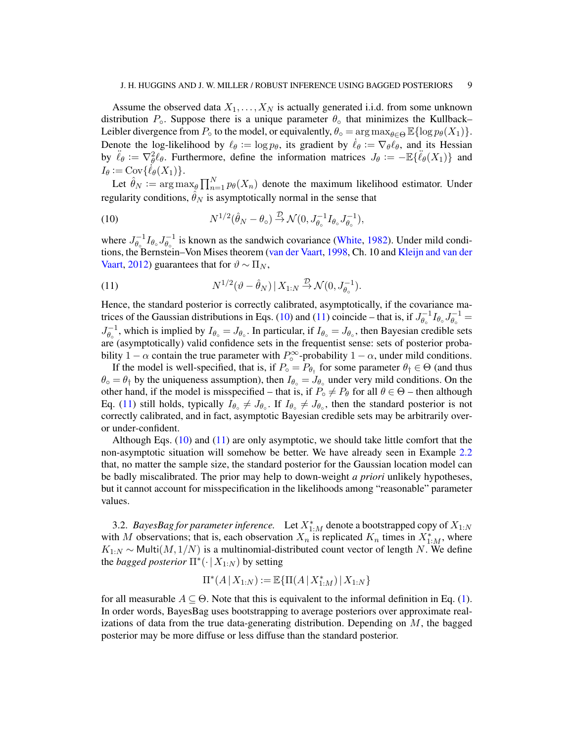Assume the observed data $X_1, \dots, X_N$ is actually generated i.i.d. from some unknown distribution $P_\circ$. Suppose there is a unique parameter $\theta_\circ$ that minimizes the Kullback–Leibler divergence from $P_\circ$ to the model, or equivalently, $\theta_\circ = \arg\max_{\theta \in \Theta} \mathbb{E}\{\log p_\theta(X_1)\}$. Denote the log-likelihood by $\ell_\theta := \log p_\theta$, its gradient by $\dot{\ell}_\theta := \nabla_\theta \ell_\theta$, and its Hessian by $\ddot{\ell}_\theta := \nabla_\theta^2 \ell_\theta$. Furthermore, define the information matrices $J_\theta := -\mathbb{E}\{\ddot{\ell}_\theta(X_1)\}$ and $I_\theta := \mathrm{Cov}\{\dot{\ell}_\theta(X_1)\}$.

Let $\hat{\theta}_N := \arg\max_\theta \prod_{n=1}^N p_\theta(X_n)$ denote the maximum likelihood estimator. Under regularity conditions, $\hat{\theta}_N$ is asymptotically normal in the sense that

$$N^{1/2}(\hat{\theta}_N - \theta_\circ) \xrightarrow{\mathcal{D}} \mathcal{N}(0, J_{\theta_\circ}^{-1} I_{\theta_\circ} J_{\theta_\circ}^{-1}), \tag{10}$$

where $J_{\theta_\circ}^{-1} I_{\theta_\circ} J_{\theta_\circ}^{-1}$ is known as the sandwich covariance (White, 1982). Under mild conditions, the Bernstein–Von Mises theorem (van der Vaart, 1998, Ch. 10 and Kleijn and van der Vaart, 2012) guarantees that for $\vartheta \sim \Pi_N$,

$$N^{1/2}(\vartheta - \hat{\theta}_N) \,|\, X_{1:N} \xrightarrow{\mathcal{D}} \mathcal{N}(0, J_{\theta_\circ}^{-1}). \tag{11}$$

Hence, the standard posterior is correctly calibrated, asymptotically, if the covariance matrices of the Gaussian distributions in Eqs. (10) and (11) coincide – that is, if $J_{\theta_\circ}^{-1} I_{\theta_\circ} J_{\theta_\circ}^{-1} = J_{\theta_\circ}^{-1}$, which is implied by $I_{\theta_\circ} = J_{\theta_\circ}$. In particular, if $I_{\theta_\circ} = J_{\theta_\circ}$, then Bayesian credible sets are (asymptotically) valid confidence sets in the frequentist sense: sets of posterior probability $1 - \alpha$ contain the true parameter with $P_\circ^\infty$-probability $1 - \alpha$, under mild conditions.

If the model is well-specified, that is, if $P_\circ = P_{\theta_\dagger}$ for some parameter $\theta_\dagger \in \Theta$ (and thus $\theta_\circ = \theta_\dagger$ by the uniqueness assumption), then $I_{\theta_\circ} = J_{\theta_\circ}$ under very mild conditions. On the other hand, if the model is misspecified – that is, if $P_\circ \neq P_\theta$ for all $\theta \in \Theta$ – then although Eq. (11) still holds, typically $I_{\theta_\circ} \neq J_{\theta_\circ}$. If $I_{\theta_\circ} \neq J_{\theta_\circ}$, then the standard posterior is not correctly calibrated, and in fact, asymptotic Bayesian credible sets may be arbitrarily over- or under-confident.

Although Eqs. (10) and (11) are only asymptotic, we should take little comfort that the non-asymptotic situation will somehow be better. We have already seen in Example 2.2 that, no matter the sample size, the standard posterior for the Gaussian location model can be badly miscalibrated. The prior may help to down-weight *a priori* unlikely hypotheses, but it cannot account for misspecification in the likelihoods among "reasonable" parameter values.

3.2. *BayesBag for parameter inference.* Let $X_{1:M}^*$ denote a bootstrapped copy of $X_{1:N}$ with $M$ observations; that is, each observation $X_n$ is replicated $K_n$ times in $X_{1:M}^*$, where $K_{1:N} \sim \mathsf{Multi}(M, 1/N)$ is a multinomial-distributed count vector of length $N$. We define the *bagged posterior* $\Pi^*(\cdot \,|\, X_{1:N})$ by setting

$$\Pi^*(A \,|\, X_{1:N}) := \mathbb{E}\{\Pi(A \,|\, X_{1:M}^*) \,|\, X_{1:N}\}$$

for all measurable $A \subseteq \Theta$. Note that this is equivalent to the informal definition in Eq. (1). In order words, BayesBag uses bootstrapping to average posteriors over approximate realizations of data from the true data-generating distribution. Depending on $M$, the bagged posterior may be more diffuse or less diffuse than the standard posterior.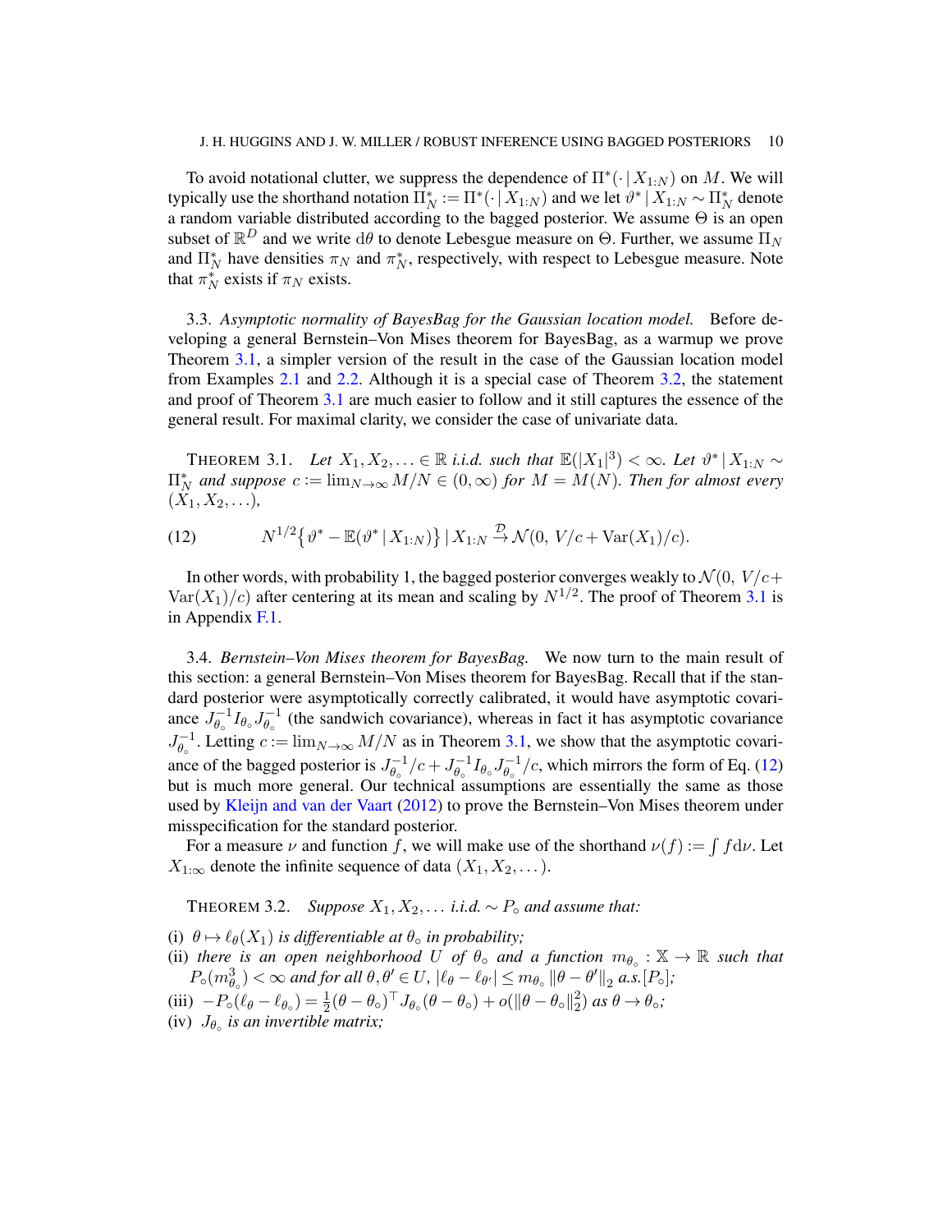To avoid notational clutter, we suppress the dependence of $\Pi^*(\cdot \mid X_{1:N})$ on $M$. We will typically use the shorthand notation $\Pi_N^* := \Pi^*(\cdot \mid X_{1:N})$ and we let $\vartheta^* \mid X_{1:N} \sim \Pi_N^*$ denote a random variable distributed according to the bagged posterior. We assume $\Theta$ is an open subset of $\mathbb{R}^D$ and we write $\mathrm{d}\theta$ to denote Lebesgue measure on $\Theta$. Further, we assume $\Pi_N$ and $\Pi_N^*$ have densities $\pi_N$ and $\pi_N^*$, respectively, with respect to Lebesgue measure. Note that $\pi_N^*$ exists if $\pi_N$ exists.

### 3.3. *Asymptotic normality of BayesBag for the Gaussian location model.*

Before developing a general Bernstein–Von Mises theorem for BayesBag, as a warmup we prove Theorem 3.1, a simpler version of the result in the case of the Gaussian location model from Examples 2.1 and 2.2. Although it is a special case of Theorem 3.2, the statement and proof of Theorem 3.1 are much easier to follow and it still captures the essence of the general result. For maximal clarity, we consider the case of univariate data.

THEOREM 3.1. *Let $X_1, X_2, \ldots \in \mathbb{R}$ i.i.d. such that $\mathbb{E}(|X_1|^3) < \infty$. Let $\vartheta^* \mid X_{1:N} \sim \Pi_N^*$ and suppose $c := \lim_{N\to\infty} M/N \in (0, \infty)$ for $M = M(N)$. Then for almost every $(X_1, X_2, \ldots)$,*

$$N^{1/2}\{\vartheta^* - \mathbb{E}(\vartheta^* \mid X_{1:N})\} \mid X_{1:N} \xrightarrow{\mathcal{D}} \mathcal{N}(0,\ V/c + \mathrm{Var}(X_1)/c). \tag{12}$$

In other words, with probability 1, the bagged posterior converges weakly to $\mathcal{N}(0,\ V/c + \mathrm{Var}(X_1)/c)$ after centering at its mean and scaling by $N^{1/2}$. The proof of Theorem 3.1 is in Appendix F.1.

### 3.4. *Bernstein–Von Mises theorem for BayesBag.*

We now turn to the main result of this section: a general Bernstein–Von Mises theorem for BayesBag. Recall that if the standard posterior were asymptotically correctly calibrated, it would have asymptotic covariance $J_{\theta_\circ}^{-1} I_{\theta_\circ} J_{\theta_\circ}^{-1}$ (the sandwich covariance), whereas in fact it has asymptotic covariance $J_{\theta_\circ}^{-1}$. Letting $c := \lim_{N\to\infty} M/N$ as in Theorem 3.1, we show that the asymptotic covariance of the bagged posterior is $J_{\theta_\circ}^{-1}/c + J_{\theta_\circ}^{-1} I_{\theta_\circ} J_{\theta_\circ}^{-1}/c$, which mirrors the form of Eq. (12) but is much more general. Our technical assumptions are essentially the same as those used by Kleijn and van der Vaart (2012) to prove the Bernstein–Von Mises theorem under misspecification for the standard posterior.

For a measure $\nu$ and function $f$, we will make use of the shorthand $\nu(f) := \int f \mathrm{d}\nu$. Let $X_{1:\infty}$ denote the infinite sequence of data $(X_1, X_2, \ldots)$.

THEOREM 3.2. *Suppose $X_1, X_2, \ldots$ i.i.d. $\sim P_\circ$ and assume that:*

(i) *$\theta \mapsto \ell_\theta(X_1)$ is differentiable at $\theta_\circ$ in probability;*
(ii) *there is an open neighborhood $U$ of $\theta_\circ$ and a function $m_{\theta_\circ} : \mathbb{X} \to \mathbb{R}$ such that $P_\circ(m_{\theta_\circ}^3) < \infty$ and for all $\theta, \theta' \in U$, $|\ell_\theta - \ell_{\theta'}| \le m_{\theta_\circ} \|\theta - \theta'\|_2$ a.s.$[P_\circ]$;*
(iii) *$-P_\circ(\ell_\theta - \ell_{\theta_\circ}) = \frac{1}{2}(\theta - \theta_\circ)^\top J_{\theta_\circ}(\theta - \theta_\circ) + o(\|\theta - \theta_\circ\|_2^2)$ as $\theta \to \theta_\circ$;*
(iv) *$J_{\theta_\circ}$ is an invertible matrix;*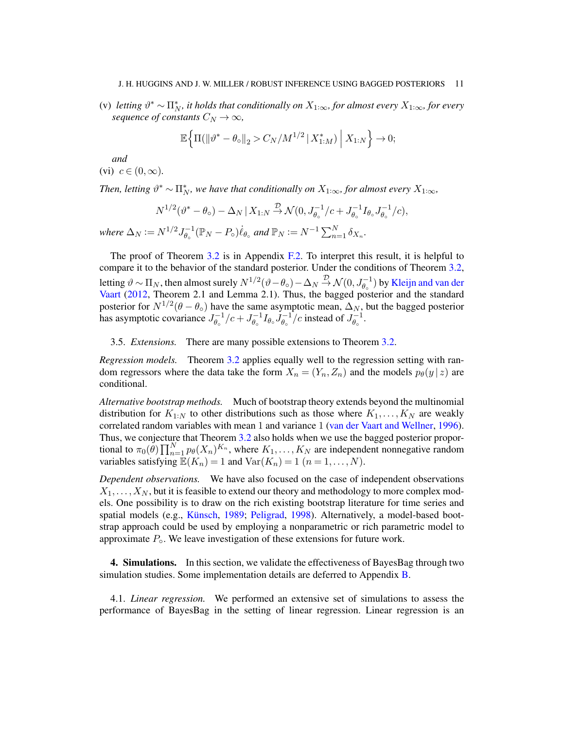(v) *letting* $\vartheta^* \sim \Pi_N^*$, *it holds that conditionally on* $X_{1:\infty}$, *for almost every* $X_{1:\infty}$, *for every sequence of constants* $C_N \to \infty$,

$$\mathbb{E}\Big\{\Pi(\|\vartheta^* - \theta_\circ\|_2 > C_N/M^{1/2} \,|\, X_{1:M}^*) \;\Big|\; X_{1:N}\Big\} \to 0;$$

*and*

(vi) $c \in (0, \infty)$.

*Then, letting* $\vartheta^* \sim \Pi_N^*$, *we have that conditionally on* $X_{1:\infty}$, *for almost every* $X_{1:\infty}$,

$$N^{1/2}(\vartheta^* - \theta_\circ) - \Delta_N \,|\, X_{1:N} \xrightarrow{\mathcal{D}} \mathcal{N}(0, J_{\theta_\circ}^{-1}/c + J_{\theta_\circ}^{-1} I_{\theta_\circ} J_{\theta_\circ}^{-1}/c),$$

*where* $\Delta_N := N^{1/2} J_{\theta_\circ}^{-1}(\mathbb{P}_N - P_\circ)\dot{\ell}_{\theta_\circ}$ *and* $\mathbb{P}_N := N^{-1}\sum_{n=1}^N \delta_{X_n}$.

The proof of Theorem 3.2 is in Appendix F.2. To interpret this result, it is helpful to compare it to the behavior of the standard posterior. Under the conditions of Theorem 3.2, letting $\vartheta \sim \Pi_N$, then almost surely $N^{1/2}(\vartheta - \theta_\circ) - \Delta_N \xrightarrow{\mathcal{D}} \mathcal{N}(0, J_{\theta_\circ}^{-1})$ by Kleijn and van der Vaart (2012, Theorem 2.1 and Lemma 2.1). Thus, the bagged posterior and the standard posterior for $N^{1/2}(\theta - \theta_\circ)$ have the same asymptotic mean, $\Delta_N$, but the bagged posterior has asymptotic covariance $J_{\theta_\circ}^{-1}/c + J_{\theta_\circ}^{-1} I_{\theta_\circ} J_{\theta_\circ}^{-1}/c$ instead of $J_{\theta_\circ}^{-1}$.

### 3.5. *Extensions.*

There are many possible extensions to Theorem 3.2.

*Regression models.* Theorem 3.2 applies equally well to the regression setting with random regressors where the data take the form $X_n = (Y_n, Z_n)$ and the models $p_\theta(y \,|\, z)$ are conditional.

*Alternative bootstrap methods.* Much of bootstrap theory extends beyond the multinomial distribution for $K_{1:N}$ to other distributions such as those where $K_1, \ldots, K_N$ are weakly correlated random variables with mean 1 and variance 1 (van der Vaart and Wellner, 1996). Thus, we conjecture that Theorem 3.2 also holds when we use the bagged posterior proportional to $\pi_0(\theta)\prod_{n=1}^N p_\theta(X_n)^{K_n}$, where $K_1, \ldots, K_N$ are independent nonnegative random variables satisfying $\mathbb{E}(K_n) = 1$ and $\mathrm{Var}(K_n) = 1$ $(n = 1, \ldots, N)$.

*Dependent observations.* We have also focused on the case of independent observations $X_1, \ldots, X_N$, but it is feasible to extend our theory and methodology to more complex models. One possibility is to draw on the rich existing bootstrap literature for time series and spatial models (e.g., Künsch, 1989; Peligrad, 1998). Alternatively, a model-based bootstrap approach could be used by employing a nonparametric or rich parametric model to approximate $P_\circ$. We leave investigation of these extensions for future work.

## 4. Simulations.

In this section, we validate the effectiveness of BayesBag through two simulation studies. Some implementation details are deferred to Appendix B.

### 4.1. *Linear regression.*

We performed an extensive set of simulations to assess the performance of BayesBag in the setting of linear regression. Linear regression is an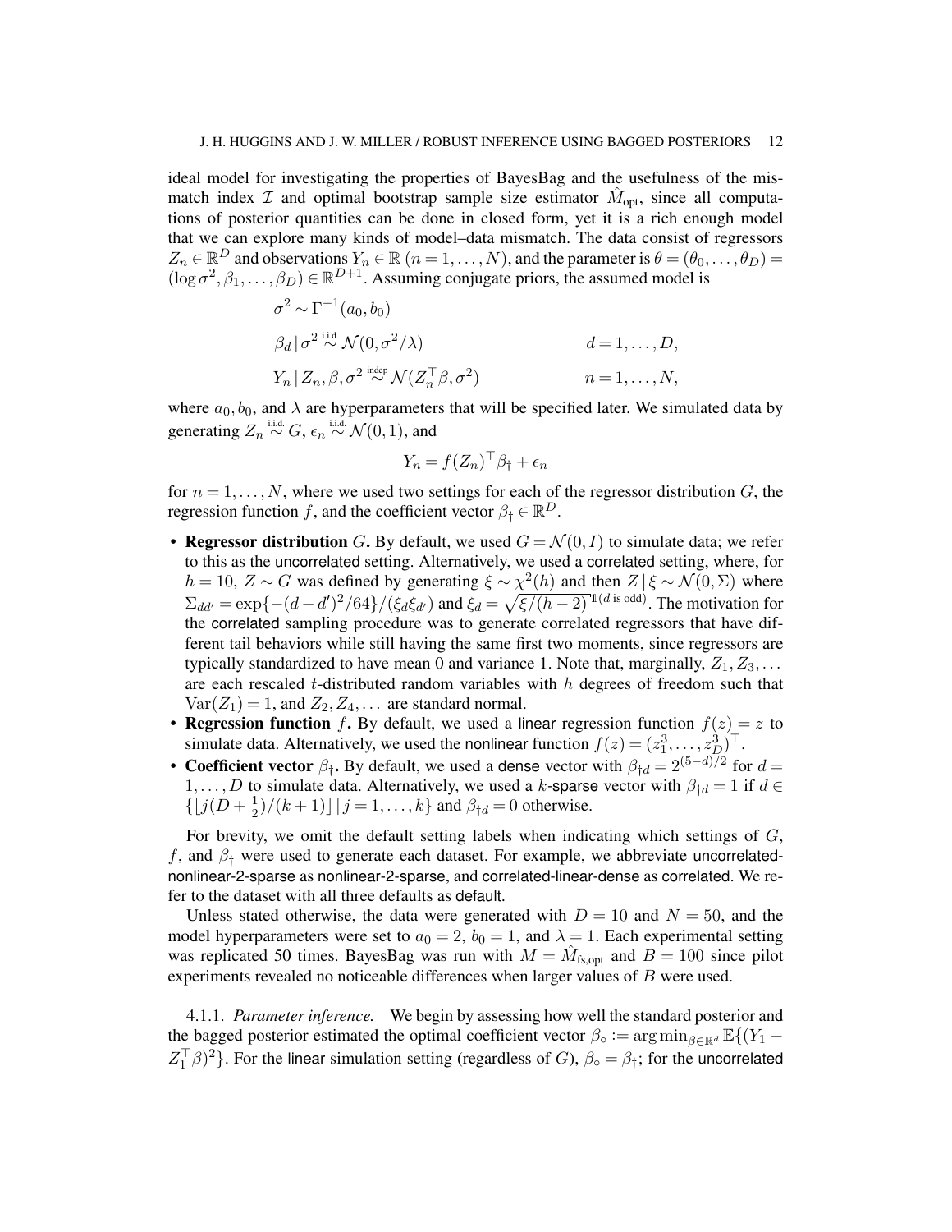ideal model for investigating the properties of BayesBag and the usefulness of the mismatch index $\mathcal{I}$ and optimal bootstrap sample size estimator $\hat{M}_{\text{opt}}$, since all computations of posterior quantities can be done in closed form, yet it is a rich enough model that we can explore many kinds of model–data mismatch. The data consist of regressors $Z_n \in \mathbb{R}^D$ and observations $Y_n \in \mathbb{R}$ $(n = 1, \dots, N)$, and the parameter is $\theta = (\theta_0, \dots, \theta_D) = (\log \sigma^2, \beta_1, \dots, \beta_D) \in \mathbb{R}^{D+1}$. Assuming conjugate priors, the assumed model is

$$
\begin{aligned}
&\sigma^2 \sim \Gamma^{-1}(a_0, b_0) \\
&\beta_d \,|\, \sigma^2 \overset{\text{i.i.d.}}{\sim} \mathcal{N}(0, \sigma^2/\lambda) && d = 1, \dots, D, \\
&Y_n \,|\, Z_n, \beta, \sigma^2 \overset{\text{indep}}{\sim} \mathcal{N}(Z_n^\top \beta, \sigma^2) && n = 1, \dots, N,
\end{aligned}
$$

where $a_0, b_0$, and $\lambda$ are hyperparameters that will be specified later. We simulated data by generating $Z_n \overset{\text{i.i.d.}}{\sim} G$, $\epsilon_n \overset{\text{i.i.d.}}{\sim} \mathcal{N}(0, 1)$, and

$$
Y_n = f(Z_n)^\top \beta_\dagger + \epsilon_n
$$

for $n = 1, \dots, N$, where we used two settings for each of the regressor distribution $G$, the regression function $f$, and the coefficient vector $\beta_\dagger \in \mathbb{R}^D$.

- **Regressor distribution** $G$**.** By default, we used $G = \mathcal{N}(0, I)$ to simulate data; we refer to this as the uncorrelated setting. Alternatively, we used a correlated setting, where, for $h = 10$, $Z \sim G$ was defined by generating $\xi \sim \chi^2(h)$ and then $Z \,|\, \xi \sim \mathcal{N}(0, \Sigma)$ where $\Sigma_{dd'} = \exp\{-(d - d')^2/64\}/(\xi_d \xi_{d'})$ and $\xi_d = \sqrt{\xi/(h-2)}^{\mathbb{1}(d \text{ is odd})}$. The motivation for the correlated sampling procedure was to generate correlated regressors that have different tail behaviors while still having the same first two moments, since regressors are typically standardized to have mean 0 and variance 1. Note that, marginally, $Z_1, Z_3, \dots$ are each rescaled $t$-distributed random variables with $h$ degrees of freedom such that $\text{Var}(Z_1) = 1$, and $Z_2, Z_4, \dots$ are standard normal.
- **Regression function** $f$**.** By default, we used a linear regression function $f(z) = z$ to simulate data. Alternatively, we used the nonlinear function $f(z) = (z_1^3, \dots, z_D^3)^\top$.
- **Coefficient vector** $\beta_\dagger$**.** By default, we used a dense vector with $\beta_{\dagger d} = 2^{(5-d)/2}$ for $d = 1, \dots, D$ to simulate data. Alternatively, we used a $k$-sparse vector with $\beta_{\dagger d} = 1$ if $d \in \{\lfloor j(D + \frac{1}{2})/(k+1) \rfloor \,|\, j = 1, \dots, k\}$ and $\beta_{\dagger d} = 0$ otherwise.

For brevity, we omit the default setting labels when indicating which settings of $G$, $f$, and $\beta_\dagger$ were used to generate each dataset. For example, we abbreviate uncorrelated-nonlinear-2-sparse as nonlinear-2-sparse, and correlated-linear-dense as correlated. We refer to the dataset with all three defaults as default.

Unless stated otherwise, the data were generated with $D = 10$ and $N = 50$, and the model hyperparameters were set to $a_0 = 2$, $b_0 = 1$, and $\lambda = 1$. Each experimental setting was replicated 50 times. BayesBag was run with $M = \hat{M}_{\text{fs,opt}}$ and $B = 100$ since pilot experiments revealed no noticeable differences when larger values of $B$ were used.

4.1.1. *Parameter inference.* We begin by assessing how well the standard posterior and the bagged posterior estimated the optimal coefficient vector $\beta_\circ := \arg\min_{\beta \in \mathbb{R}^d} \mathbb{E}\{(Y_1 - Z_1^\top \beta)^2\}$. For the linear simulation setting (regardless of $G$), $\beta_\circ = \beta_\dagger$; for the uncorrelated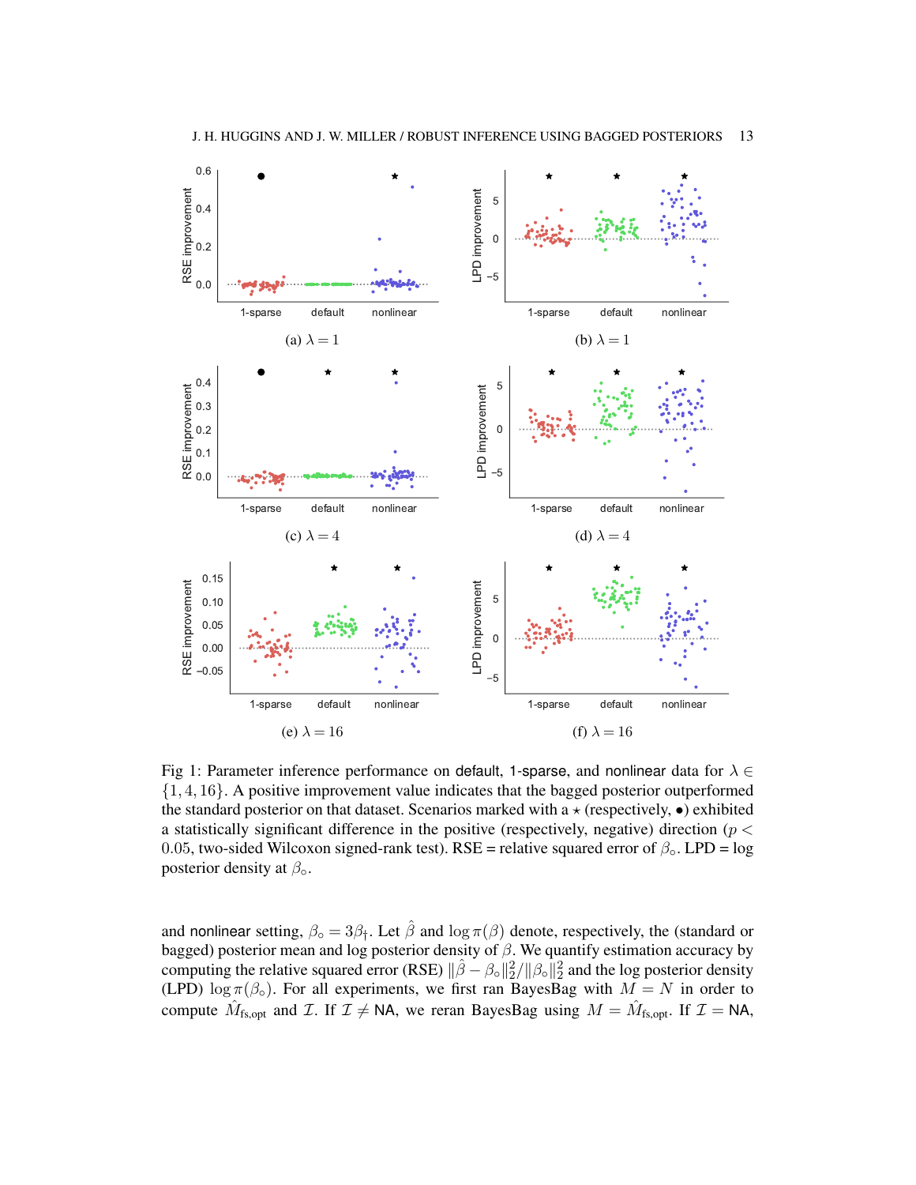(a) $\lambda = 1$

(b) $\lambda = 1$

(c) $\lambda = 4$

(d) $\lambda = 4$

(e) $\lambda = 16$

(f) $\lambda = 16$

Fig 1: Parameter inference performance on default, 1-sparse, and nonlinear data for $\lambda \in \{1, 4, 16\}$. A positive improvement value indicates that the bagged posterior outperformed the standard posterior on that dataset. Scenarios marked with a $\star$ (respectively, $\bullet$) exhibited a statistically significant difference in the positive (respectively, negative) direction ($p < 0.05$, two-sided Wilcoxon signed-rank test). RSE = relative squared error of $\beta_\circ$. LPD = log posterior density at $\beta_\circ$.

and nonlinear setting, $\beta_\circ = 3\beta_\dagger$. Let $\hat{\beta}$ and $\log \pi(\beta)$ denote, respectively, the (standard or bagged) posterior mean and log posterior density of $\beta$. We quantify estimation accuracy by computing the relative squared error (RSE) $\|\hat{\beta} - \beta_\circ\|_2^2 / \|\beta_\circ\|_2^2$ and the log posterior density (LPD) $\log \pi(\beta_\circ)$. For all experiments, we first ran BayesBag with $M = N$ in order to compute $\hat{M}_{\text{fs,opt}}$ and $\mathcal{I}$. If $\mathcal{I} \neq$ NA, we reran BayesBag using $M = \hat{M}_{\text{fs,opt}}$. If $\mathcal{I} =$ NA,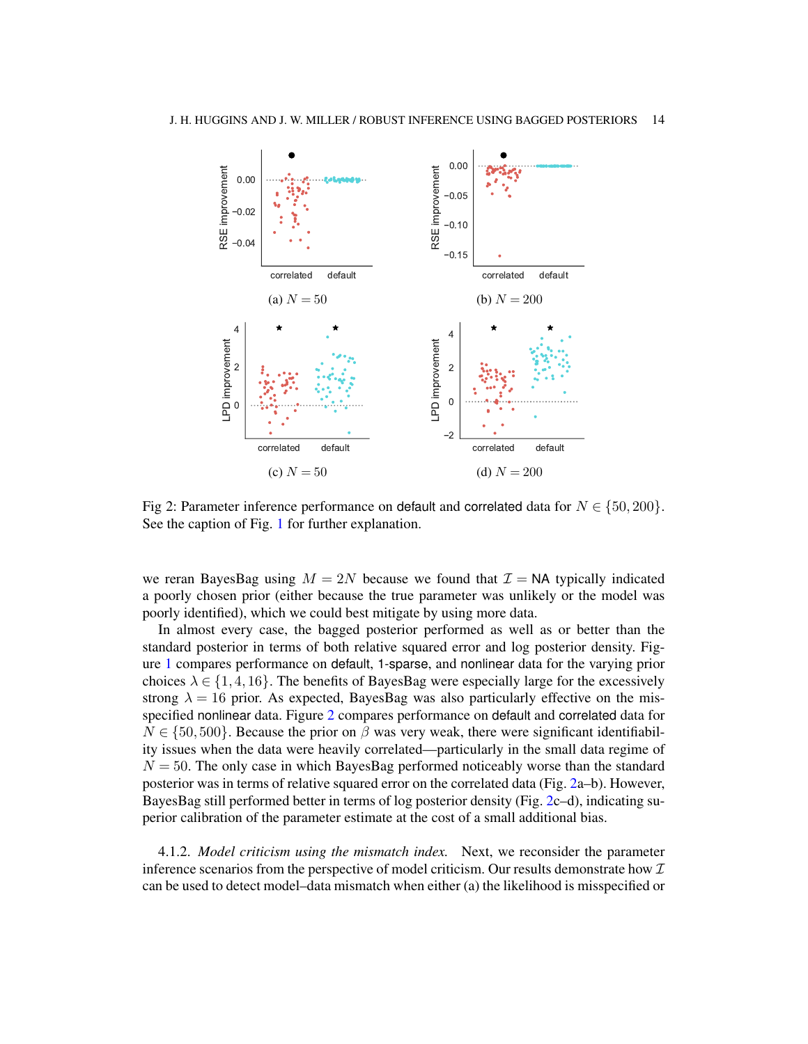Fig 2: Parameter inference performance on default and correlated data for $N \in \{50, 200\}$. See the caption of Fig. 1 for further explanation.

we reran BayesBag using $M = 2N$ because we found that $\mathcal{I} = \mathsf{NA}$ typically indicated a poorly chosen prior (either because the true parameter was unlikely or the model was poorly identified), which we could best mitigate by using more data.

In almost every case, the bagged posterior performed as well as or better than the standard posterior in terms of both relative squared error and log posterior density. Figure 1 compares performance on default, 1-sparse, and nonlinear data for the varying prior choices $\lambda \in \{1, 4, 16\}$. The benefits of BayesBag were especially large for the excessively strong $\lambda = 16$ prior. As expected, BayesBag was also particularly effective on the misspecified nonlinear data. Figure 2 compares performance on default and correlated data for $N \in \{50, 500\}$. Because the prior on $\beta$ was very weak, there were significant identifiability issues when the data were heavily correlated—particularly in the small data regime of $N = 50$. The only case in which BayesBag performed noticeably worse than the standard posterior was in terms of relative squared error on the correlated data (Fig. 2a–b). However, BayesBag still performed better in terms of log posterior density (Fig. 2c–d), indicating superior calibration of the parameter estimate at the cost of a small additional bias.

4.1.2. *Model criticism using the mismatch index.* Next, we reconsider the parameter inference scenarios from the perspective of model criticism. Our results demonstrate how $\mathcal{I}$ can be used to detect model–data mismatch when either (a) the likelihood is misspecified or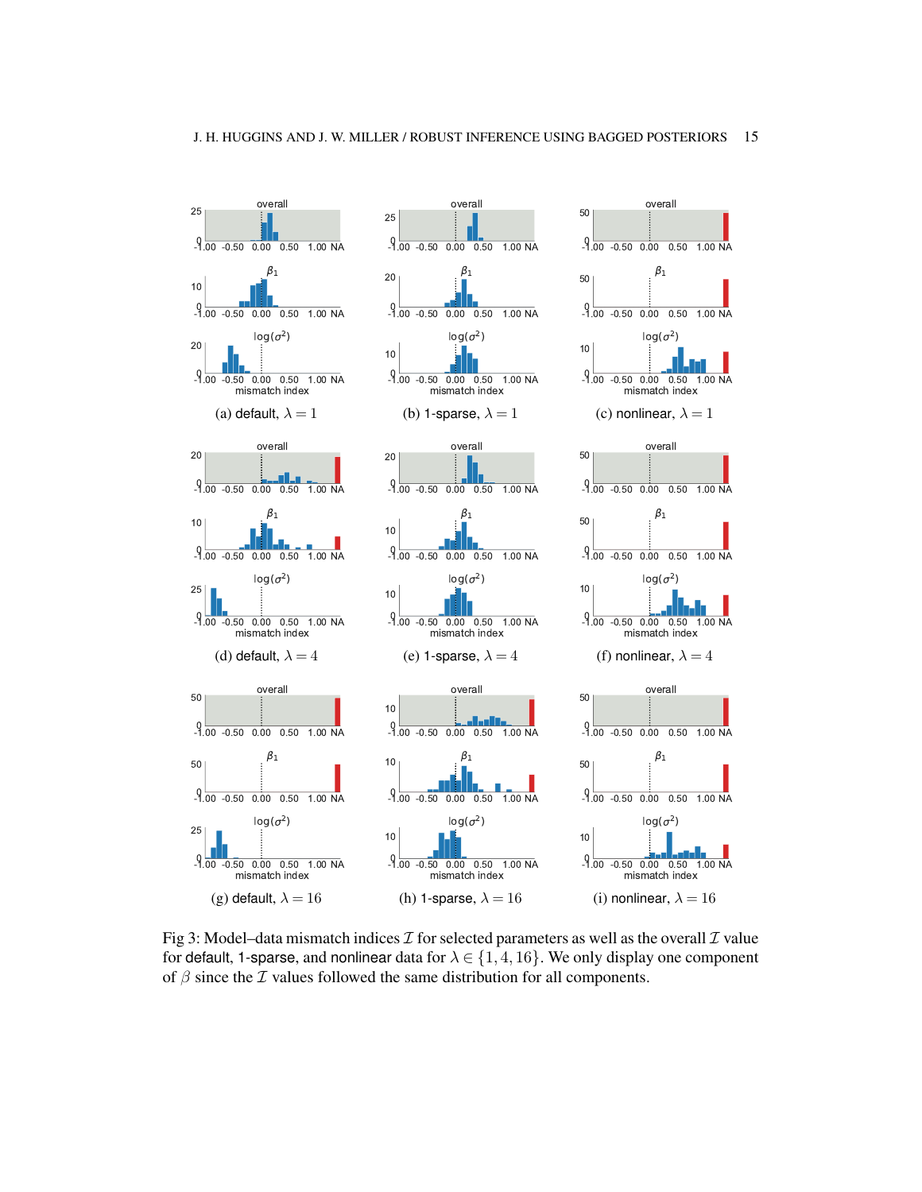(a) default, $\lambda = 1$

(b) 1-sparse, $\lambda = 1$

(c) nonlinear, $\lambda = 1$

(d) default, $\lambda = 4$

(e) 1-sparse, $\lambda = 4$

(f) nonlinear, $\lambda = 4$

(g) default, $\lambda = 16$

(h) 1-sparse, $\lambda = 16$

(i) nonlinear, $\lambda = 16$

Fig 3: Model–data mismatch indices $\mathcal{I}$ for selected parameters as well as the overall $\mathcal{I}$ value for default, 1-sparse, and nonlinear data for $\lambda \in \{1, 4, 16\}$. We only display one component of $\beta$ since the $\mathcal{I}$ values followed the same distribution for all components.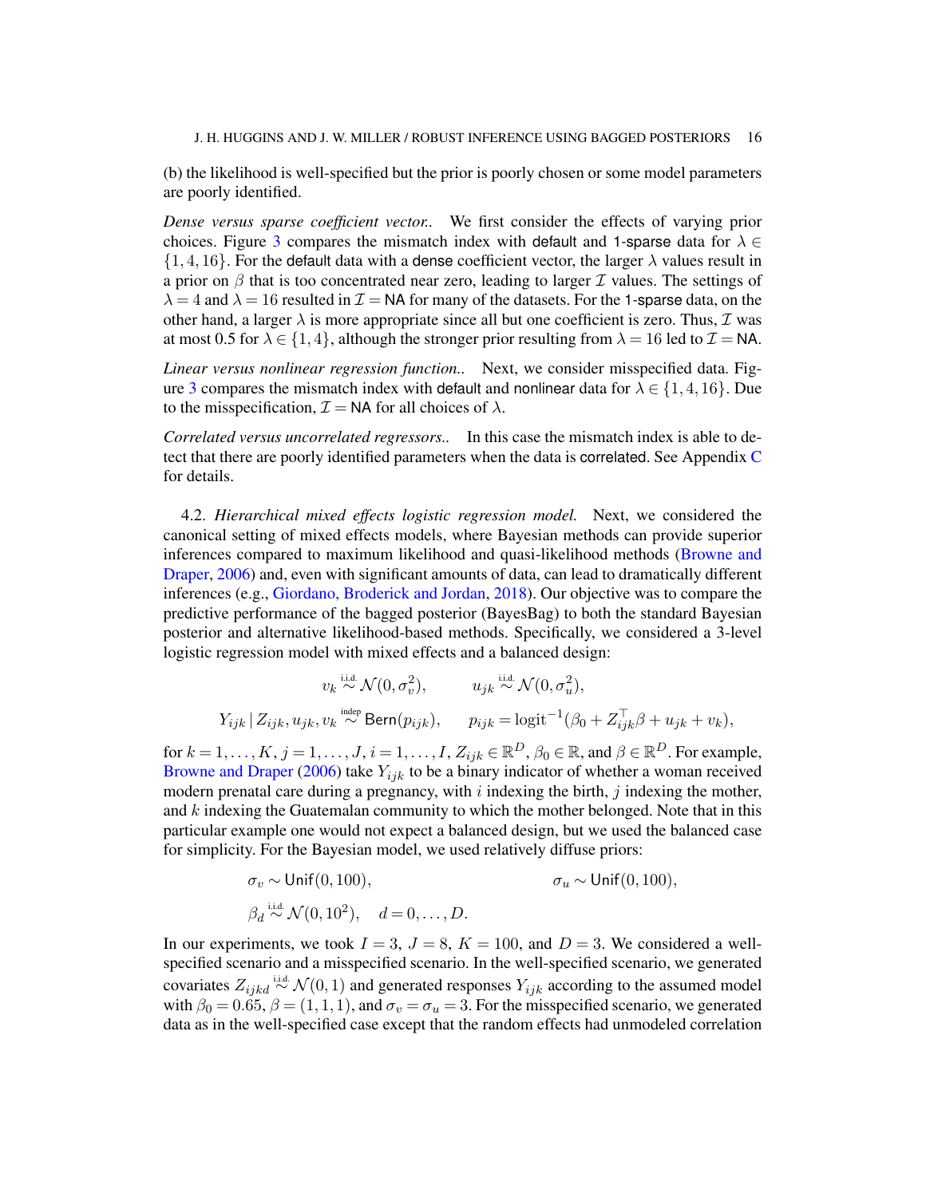(b) the likelihood is well-specified but the prior is poorly chosen or some model parameters are poorly identified.

*Dense versus sparse coefficient vector.*. We first consider the effects of varying prior choices. Figure 3 compares the mismatch index with default and 1-sparse data for $\lambda \in \{1, 4, 16\}$. For the default data with a dense coefficient vector, the larger $\lambda$ values result in a prior on $\beta$ that is too concentrated near zero, leading to larger $\mathcal{I}$ values. The settings of $\lambda = 4$ and $\lambda = 16$ resulted in $\mathcal{I} = \mathsf{NA}$ for many of the datasets. For the 1-sparse data, on the other hand, a larger $\lambda$ is more appropriate since all but one coefficient is zero. Thus, $\mathcal{I}$ was at most 0.5 for $\lambda \in \{1, 4\}$, although the stronger prior resulting from $\lambda = 16$ led to $\mathcal{I} = \mathsf{NA}$.

*Linear versus nonlinear regression function.*. Next, we consider misspecified data. Figure 3 compares the mismatch index with default and nonlinear data for $\lambda \in \{1, 4, 16\}$. Due to the misspecification, $\mathcal{I} = \mathsf{NA}$ for all choices of $\lambda$.

*Correlated versus uncorrelated regressors.*. In this case the mismatch index is able to detect that there are poorly identified parameters when the data is correlated. See Appendix C for details.

4.2. *Hierarchical mixed effects logistic regression model.* Next, we considered the canonical setting of mixed effects models, where Bayesian methods can provide superior inferences compared to maximum likelihood and quasi-likelihood methods (Browne and Draper, 2006) and, even with significant amounts of data, can lead to dramatically different inferences (e.g., Giordano, Broderick and Jordan, 2018). Our objective was to compare the predictive performance of the bagged posterior (BayesBag) to both the standard Bayesian posterior and alternative likelihood-based methods. Specifically, we considered a 3-level logistic regression model with mixed effects and a balanced design:

$$v_k \overset{\text{i.i.d.}}{\sim} \mathcal{N}(0, \sigma_v^2), \qquad u_{jk} \overset{\text{i.i.d.}}{\sim} \mathcal{N}(0, \sigma_u^2),$$

$$Y_{ijk} \,|\, Z_{ijk}, u_{jk}, v_k \overset{\text{indep}}{\sim} \mathsf{Bern}(p_{ijk}), \qquad p_{ijk} = \operatorname{logit}^{-1}(\beta_0 + Z_{ijk}^\top \beta + u_{jk} + v_k),$$

for $k = 1, \ldots, K$, $j = 1, \ldots, J$, $i = 1, \ldots, I$, $Z_{ijk} \in \mathbb{R}^D$, $\beta_0 \in \mathbb{R}$, and $\beta \in \mathbb{R}^D$. For example, Browne and Draper (2006) take $Y_{ijk}$ to be a binary indicator of whether a woman received modern prenatal care during a pregnancy, with $i$ indexing the birth, $j$ indexing the mother, and $k$ indexing the Guatemalan community to which the mother belonged. Note that in this particular example one would not expect a balanced design, but we used the balanced case for simplicity. For the Bayesian model, we used relatively diffuse priors:

$$\sigma_v \sim \mathsf{Unif}(0, 100), \qquad \sigma_u \sim \mathsf{Unif}(0, 100),$$

$$\beta_d \overset{\text{i.i.d.}}{\sim} \mathcal{N}(0, 10^2), \quad d = 0, \ldots, D.$$

In our experiments, we took $I = 3$, $J = 8$, $K = 100$, and $D = 3$. We considered a well-specified scenario and a misspecified scenario. In the well-specified scenario, we generated covariates $Z_{ijkd} \overset{\text{i.i.d.}}{\sim} \mathcal{N}(0, 1)$ and generated responses $Y_{ijk}$ according to the assumed model with $\beta_0 = 0.65$, $\beta = (1, 1, 1)$, and $\sigma_v = \sigma_u = 3$. For the misspecified scenario, we generated data as in the well-specified case except that the random effects had unmodeled correlation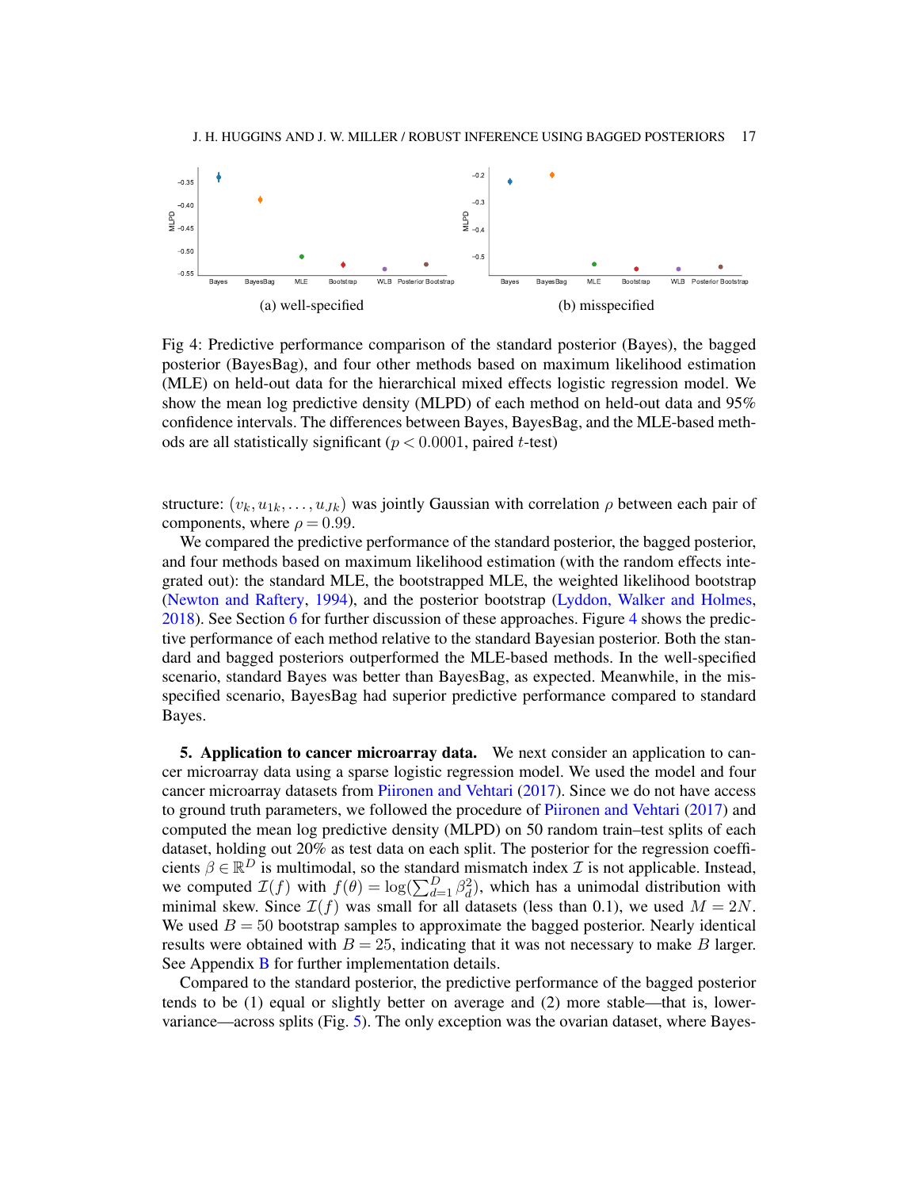(a) well-specified

(b) misspecified

Fig 4: Predictive performance comparison of the standard posterior (Bayes), the bagged posterior (BayesBag), and four other methods based on maximum likelihood estimation (MLE) on held-out data for the hierarchical mixed effects logistic regression model. We show the mean log predictive density (MLPD) of each method on held-out data and 95% confidence intervals. The differences between Bayes, BayesBag, and the MLE-based methods are all statistically significant ($p < 0.0001$, paired $t$-test)

structure: $(v_k, u_{1k}, \dots, u_{Jk})$ was jointly Gaussian with correlation $\rho$ between each pair of components, where $\rho = 0.99$.

We compared the predictive performance of the standard posterior, the bagged posterior, and four methods based on maximum likelihood estimation (with the random effects integrated out): the standard MLE, the bootstrapped MLE, the weighted likelihood bootstrap (Newton and Raftery, 1994), and the posterior bootstrap (Lyddon, Walker and Holmes, 2018). See Section 6 for further discussion of these approaches. Figure 4 shows the predictive performance of each method relative to the standard Bayesian posterior. Both the standard and bagged posteriors outperformed the MLE-based methods. In the well-specified scenario, standard Bayes was better than BayesBag, as expected. Meanwhile, in the misspecified scenario, BayesBag had superior predictive performance compared to standard Bayes.

## 5. Application to cancer microarray data.

We next consider an application to cancer microarray data using a sparse logistic regression model. We used the model and four cancer microarray datasets from Piironen and Vehtari (2017). Since we do not have access to ground truth parameters, we followed the procedure of Piironen and Vehtari (2017) and computed the mean log predictive density (MLPD) on 50 random train–test splits of each dataset, holding out 20% as test data on each split. The posterior for the regression coefficients $\beta \in \mathbb{R}^D$ is multimodal, so the standard mismatch index $\mathcal{I}$ is not applicable. Instead, we computed $\mathcal{I}(f)$ with $f(\theta) = \log(\sum_{d=1}^{D} \beta_d^2)$, which has a unimodal distribution with minimal skew. Since $\mathcal{I}(f)$ was small for all datasets (less than 0.1), we used $M = 2N$. We used $B = 50$ bootstrap samples to approximate the bagged posterior. Nearly identical results were obtained with $B = 25$, indicating that it was not necessary to make $B$ larger. See Appendix B for further implementation details.

Compared to the standard posterior, the predictive performance of the bagged posterior tends to be (1) equal or slightly better on average and (2) more stable—that is, lower-variance—across splits (Fig. 5). The only exception was the ovarian dataset, where Bayes-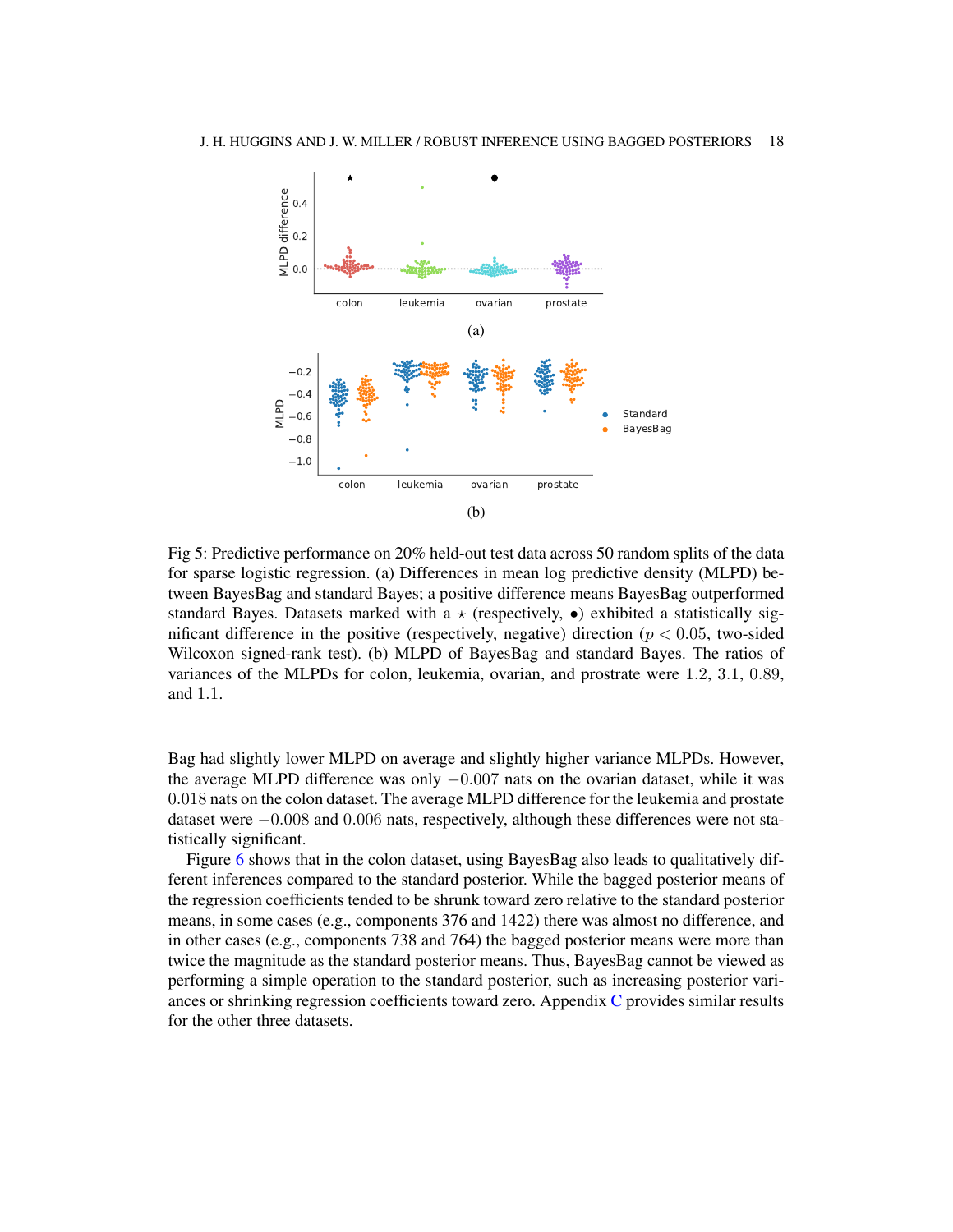Fig 5: Predictive performance on 20% held-out test data across 50 random splits of the data for sparse logistic regression. (a) Differences in mean log predictive density (MLPD) between BayesBag and standard Bayes; a positive difference means BayesBag outperformed standard Bayes. Datasets marked with a $\star$ (respectively, $\bullet$) exhibited a statistically significant difference in the positive (respectively, negative) direction ($p < 0.05$, two-sided Wilcoxon signed-rank test). (b) MLPD of BayesBag and standard Bayes. The ratios of variances of the MLPDs for colon, leukemia, ovarian, and prostrate were $1.2$, $3.1$, $0.89$, and $1.1$.

Bag had slightly lower MLPD on average and slightly higher variance MLPDs. However, the average MLPD difference was only $-0.007$ nats on the ovarian dataset, while it was $0.018$ nats on the colon dataset. The average MLPD difference for the leukemia and prostate dataset were $-0.008$ and $0.006$ nats, respectively, although these differences were not statistically significant.

Figure 6 shows that in the colon dataset, using BayesBag also leads to qualitatively different inferences compared to the standard posterior. While the bagged posterior means of the regression coefficients tended to be shrunk toward zero relative to the standard posterior means, in some cases (e.g., components 376 and 1422) there was almost no difference, and in other cases (e.g., components 738 and 764) the bagged posterior means were more than twice the magnitude as the standard posterior means. Thus, BayesBag cannot be viewed as performing a simple operation to the standard posterior, such as increasing posterior variances or shrinking regression coefficients toward zero. Appendix C provides similar results for the other three datasets.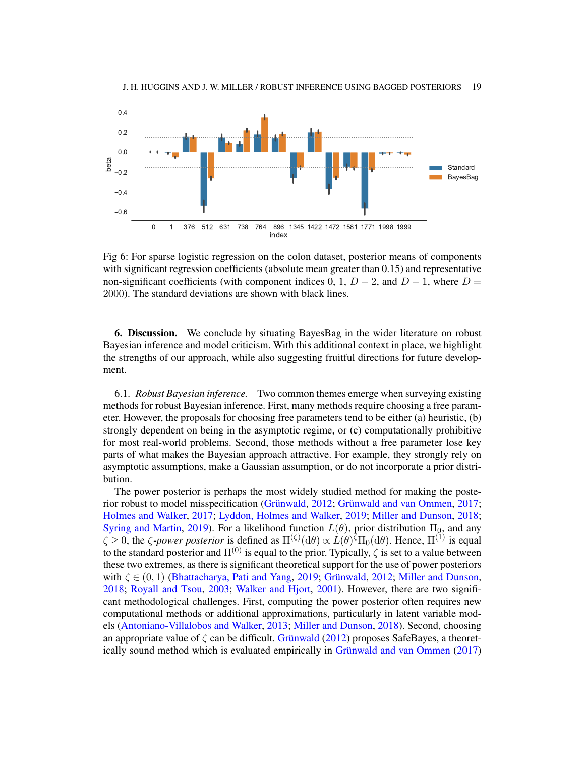Fig 6: For sparse logistic regression on the colon dataset, posterior means of components with significant regression coefficients (absolute mean greater than 0.15) and representative non-significant coefficients (with component indices 0, 1, $D-2$, and $D-1$, where $D = 2000$). The standard deviations are shown with black lines.

## 6. Discussion.

We conclude by situating BayesBag in the wider literature on robust Bayesian inference and model criticism. With this additional context in place, we highlight the strengths of our approach, while also suggesting fruitful directions for future development.

### 6.1. *Robust Bayesian inference.*

Two common themes emerge when surveying existing methods for robust Bayesian inference. First, many methods require choosing a free parameter. However, the proposals for choosing free parameters tend to be either (a) heuristic, (b) strongly dependent on being in the asymptotic regime, or (c) computationally prohibitive for most real-world problems. Second, those methods without a free parameter lose key parts of what makes the Bayesian approach attractive. For example, they strongly rely on asymptotic assumptions, make a Gaussian assumption, or do not incorporate a prior distribution.

The power posterior is perhaps the most widely studied method for making the posterior robust to model misspecification (Grünwald, 2012; Grünwald and van Ommen, 2017; Holmes and Walker, 2017; Lyddon, Holmes and Walker, 2019; Miller and Dunson, 2018; Syring and Martin, 2019). For a likelihood function $L(\theta)$, prior distribution $\Pi_0$, and any $\zeta \geq 0$, the $\zeta$*-power posterior* is defined as $\Pi^{(\zeta)}(\mathrm{d}\theta) \propto L(\theta)^{\zeta}\Pi_0(\mathrm{d}\theta)$. Hence, $\Pi^{(1)}$ is equal to the standard posterior and $\Pi^{(0)}$ is equal to the prior. Typically, $\zeta$ is set to a value between these two extremes, as there is significant theoretical support for the use of power posteriors with $\zeta \in (0, 1)$ (Bhattacharya, Pati and Yang, 2019; Grünwald, 2012; Miller and Dunson, 2018; Royall and Tsou, 2003; Walker and Hjort, 2001). However, there are two significant methodological challenges. First, computing the power posterior often requires new computational methods or additional approximations, particularly in latent variable models (Antoniano-Villalobos and Walker, 2013; Miller and Dunson, 2018). Second, choosing an appropriate value of $\zeta$ can be difficult. Grünwald (2012) proposes SafeBayes, a theoretically sound method which is evaluated empirically in Grünwald and van Ommen (2017)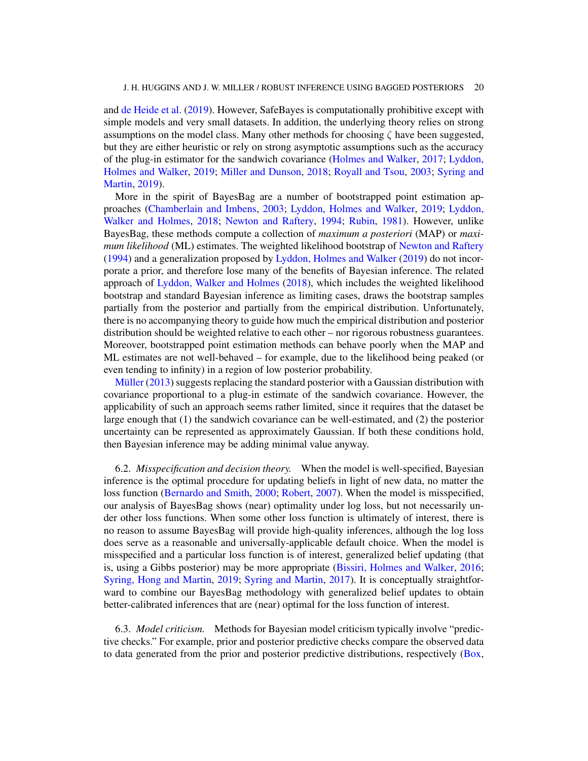and de Heide et al. (2019). However, SafeBayes is computationally prohibitive except with simple models and very small datasets. In addition, the underlying theory relies on strong assumptions on the model class. Many other methods for choosing $\zeta$ have been suggested, but they are either heuristic or rely on strong asymptotic assumptions such as the accuracy of the plug-in estimator for the sandwich covariance (Holmes and Walker, 2017; Lyddon, Holmes and Walker, 2019; Miller and Dunson, 2018; Royall and Tsou, 2003; Syring and Martin, 2019).

More in the spirit of BayesBag are a number of bootstrapped point estimation approaches (Chamberlain and Imbens, 2003; Lyddon, Holmes and Walker, 2019; Lyddon, Walker and Holmes, 2018; Newton and Raftery, 1994; Rubin, 1981). However, unlike BayesBag, these methods compute a collection of *maximum a posteriori* (MAP) or *maximum likelihood* (ML) estimates. The weighted likelihood bootstrap of Newton and Raftery (1994) and a generalization proposed by Lyddon, Holmes and Walker (2019) do not incorporate a prior, and therefore lose many of the benefits of Bayesian inference. The related approach of Lyddon, Walker and Holmes (2018), which includes the weighted likelihood bootstrap and standard Bayesian inference as limiting cases, draws the bootstrap samples partially from the posterior and partially from the empirical distribution. Unfortunately, there is no accompanying theory to guide how much the empirical distribution and posterior distribution should be weighted relative to each other – nor rigorous robustness guarantees. Moreover, bootstrapped point estimation methods can behave poorly when the MAP and ML estimates are not well-behaved – for example, due to the likelihood being peaked (or even tending to infinity) in a region of low posterior probability.

Müller (2013) suggests replacing the standard posterior with a Gaussian distribution with covariance proportional to a plug-in estimate of the sandwich covariance. However, the applicability of such an approach seems rather limited, since it requires that the dataset be large enough that (1) the sandwich covariance can be well-estimated, and (2) the posterior uncertainty can be represented as approximately Gaussian. If both these conditions hold, then Bayesian inference may be adding minimal value anyway.

6.2. *Misspecification and decision theory.* When the model is well-specified, Bayesian inference is the optimal procedure for updating beliefs in light of new data, no matter the loss function (Bernardo and Smith, 2000; Robert, 2007). When the model is misspecified, our analysis of BayesBag shows (near) optimality under log loss, but not necessarily under other loss functions. When some other loss function is ultimately of interest, there is no reason to assume BayesBag will provide high-quality inferences, although the log loss does serve as a reasonable and universally-applicable default choice. When the model is misspecified and a particular loss function is of interest, generalized belief updating (that is, using a Gibbs posterior) may be more appropriate (Bissiri, Holmes and Walker, 2016; Syring, Hong and Martin, 2019; Syring and Martin, 2017). It is conceptually straightforward to combine our BayesBag methodology with generalized belief updates to obtain better-calibrated inferences that are (near) optimal for the loss function of interest.

6.3. *Model criticism.* Methods for Bayesian model criticism typically involve "predictive checks." For example, prior and posterior predictive checks compare the observed data to data generated from the prior and posterior predictive distributions, respectively (Box,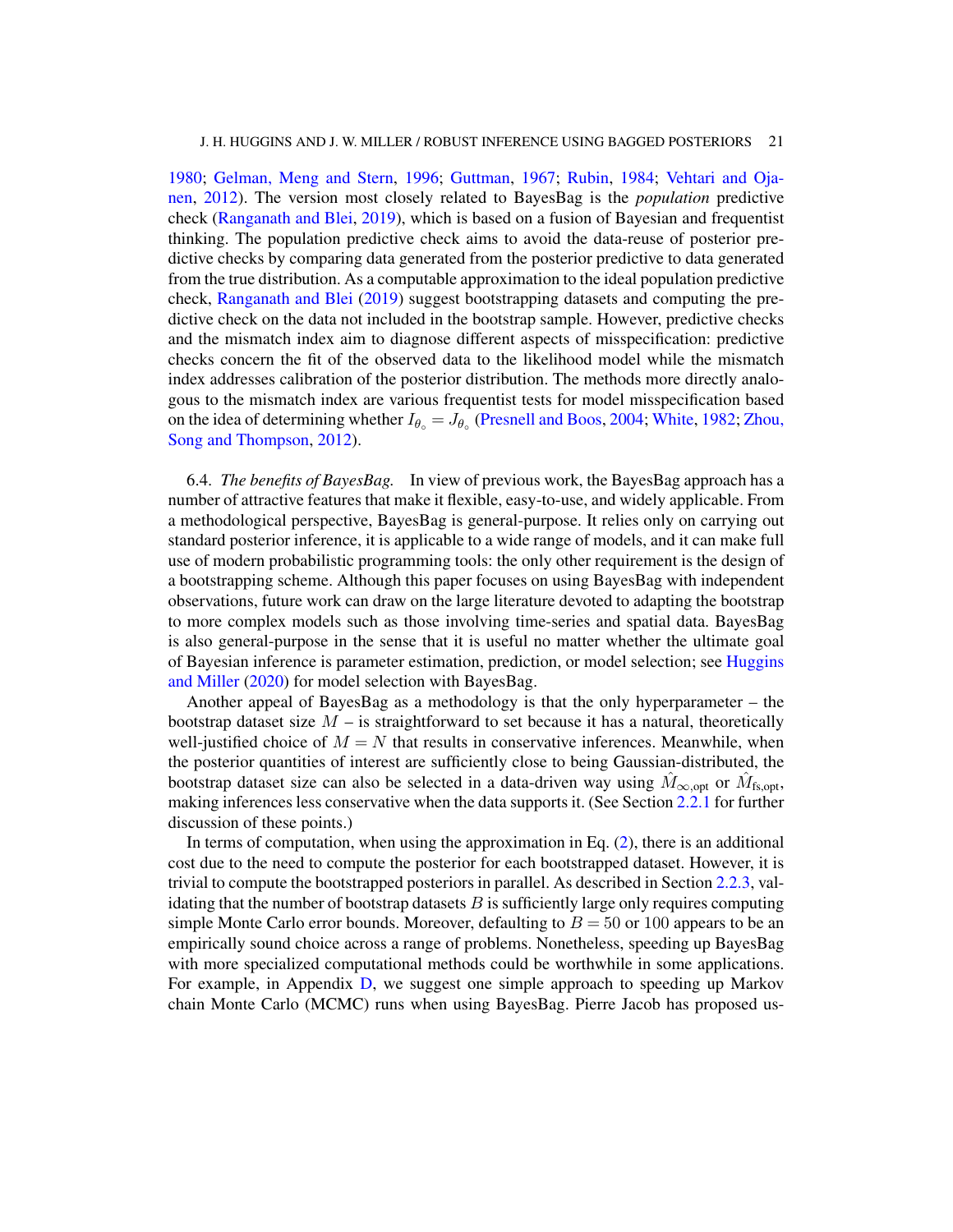1980; Gelman, Meng and Stern, 1996; Guttman, 1967; Rubin, 1984; Vehtari and Ojanen, 2012). The version most closely related to BayesBag is the *population* predictive check (Ranganath and Blei, 2019), which is based on a fusion of Bayesian and frequentist thinking. The population predictive check aims to avoid the data-reuse of posterior predictive checks by comparing data generated from the posterior predictive to data generated from the true distribution. As a computable approximation to the ideal population predictive check, Ranganath and Blei (2019) suggest bootstrapping datasets and computing the predictive check on the data not included in the bootstrap sample. However, predictive checks and the mismatch index aim to diagnose different aspects of misspecification: predictive checks concern the fit of the observed data to the likelihood model while the mismatch index addresses calibration of the posterior distribution. The methods more directly analogous to the mismatch index are various frequentist tests for model misspecification based on the idea of determining whether $I_{\theta_\circ} = J_{\theta_\circ}$ (Presnell and Boos, 2004; White, 1982; Zhou, Song and Thompson, 2012).

6.4. *The benefits of BayesBag.* In view of previous work, the BayesBag approach has a number of attractive features that make it flexible, easy-to-use, and widely applicable. From a methodological perspective, BayesBag is general-purpose. It relies only on carrying out standard posterior inference, it is applicable to a wide range of models, and it can make full use of modern probabilistic programming tools: the only other requirement is the design of a bootstrapping scheme. Although this paper focuses on using BayesBag with independent observations, future work can draw on the large literature devoted to adapting the bootstrap to more complex models such as those involving time-series and spatial data. BayesBag is also general-purpose in the sense that it is useful no matter whether the ultimate goal of Bayesian inference is parameter estimation, prediction, or model selection; see Huggins and Miller (2020) for model selection with BayesBag.

Another appeal of BayesBag as a methodology is that the only hyperparameter – the bootstrap dataset size $M$ – is straightforward to set because it has a natural, theoretically well-justified choice of $M = N$ that results in conservative inferences. Meanwhile, when the posterior quantities of interest are sufficiently close to being Gaussian-distributed, the bootstrap dataset size can also be selected in a data-driven way using $\hat{M}_{\infty,\text{opt}}$ or $\hat{M}_{\text{fs,opt}}$, making inferences less conservative when the data supports it. (See Section 2.2.1 for further discussion of these points.)

In terms of computation, when using the approximation in Eq. (2), there is an additional cost due to the need to compute the posterior for each bootstrapped dataset. However, it is trivial to compute the bootstrapped posteriors in parallel. As described in Section 2.2.3, validating that the number of bootstrap datasets $B$ is sufficiently large only requires computing simple Monte Carlo error bounds. Moreover, defaulting to $B = 50$ or $100$ appears to be an empirically sound choice across a range of problems. Nonetheless, speeding up BayesBag with more specialized computational methods could be worthwhile in some applications. For example, in Appendix D, we suggest one simple approach to speeding up Markov chain Monte Carlo (MCMC) runs when using BayesBag. Pierre Jacob has proposed us-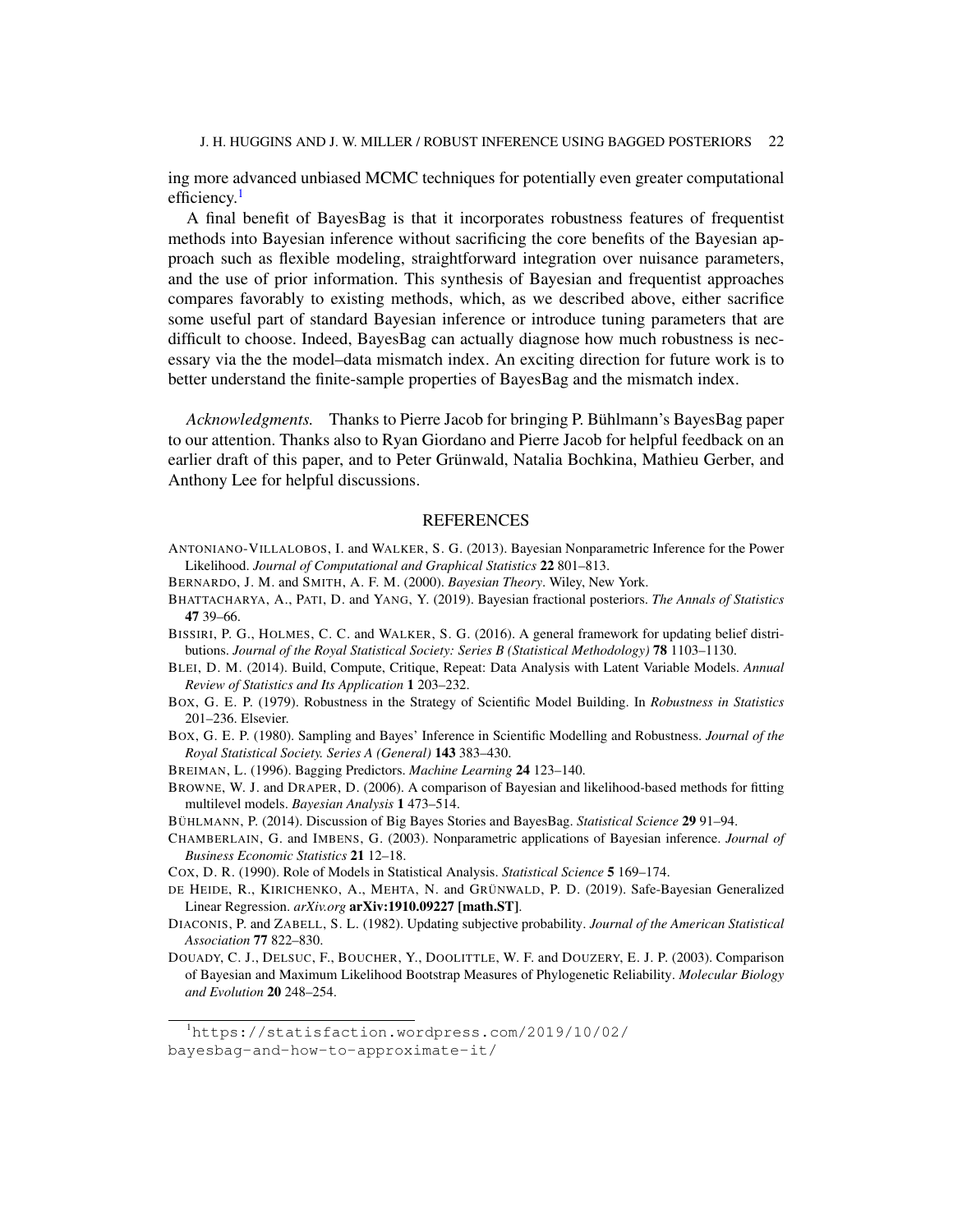ing more advanced unbiased MCMC techniques for potentially even greater computational efficiency.[1]

A final benefit of BayesBag is that it incorporates robustness features of frequentist methods into Bayesian inference without sacrificing the core benefits of the Bayesian approach such as flexible modeling, straightforward integration over nuisance parameters, and the use of prior information. This synthesis of Bayesian and frequentist approaches compares favorably to existing methods, which, as we described above, either sacrifice some useful part of standard Bayesian inference or introduce tuning parameters that are difficult to choose. Indeed, BayesBag can actually diagnose how much robustness is necessary via the the model–data mismatch index. An exciting direction for future work is to better understand the finite-sample properties of BayesBag and the mismatch index.

*Acknowledgments.* Thanks to Pierre Jacob for bringing P. Bühlmann's BayesBag paper to our attention. Thanks also to Ryan Giordano and Pierre Jacob for helpful feedback on an earlier draft of this paper, and to Peter Grünwald, Natalia Bochkina, Mathieu Gerber, and Anthony Lee for helpful discussions.

## REFERENCES

ANTONIANO-VILLALOBOS, I. and WALKER, S. G. (2013). Bayesian Nonparametric Inference for the Power Likelihood. *Journal of Computational and Graphical Statistics* **22** 801–813.

BERNARDO, J. M. and SMITH, A. F. M. (2000). *Bayesian Theory*. Wiley, New York.

BHATTACHARYA, A., PATI, D. and YANG, Y. (2019). Bayesian fractional posteriors. *The Annals of Statistics* **47** 39–66.

BISSIRI, P. G., HOLMES, C. C. and WALKER, S. G. (2016). A general framework for updating belief distributions. *Journal of the Royal Statistical Society: Series B (Statistical Methodology)* **78** 1103–1130.

BLEI, D. M. (2014). Build, Compute, Critique, Repeat: Data Analysis with Latent Variable Models. *Annual Review of Statistics and Its Application* **1** 203–232.

BOX, G. E. P. (1979). Robustness in the Strategy of Scientific Model Building. In *Robustness in Statistics* 201–236. Elsevier.

BOX, G. E. P. (1980). Sampling and Bayes' Inference in Scientific Modelling and Robustness. *Journal of the Royal Statistical Society. Series A (General)* **143** 383–430.

BREIMAN, L. (1996). Bagging Predictors. *Machine Learning* **24** 123–140.

BROWNE, W. J. and DRAPER, D. (2006). A comparison of Bayesian and likelihood-based methods for fitting multilevel models. *Bayesian Analysis* **1** 473–514.

BÜHLMANN, P. (2014). Discussion of Big Bayes Stories and BayesBag. *Statistical Science* **29** 91–94.

CHAMBERLAIN, G. and IMBENS, G. (2003). Nonparametric applications of Bayesian inference. *Journal of Business Economic Statistics* **21** 12–18.

COX, D. R. (1990). Role of Models in Statistical Analysis. *Statistical Science* **5** 169–174.

DE HEIDE, R., KIRICHENKO, A., MEHTA, N. and GRÜNWALD, P. D. (2019). Safe-Bayesian Generalized Linear Regression. *arXiv.org* **arXiv:1910.09227 [math.ST]**.

DIACONIS, P. and ZABELL, S. L. (1982). Updating subjective probability. *Journal of the American Statistical Association* **77** 822–830.

DOUADY, C. J., DELSUC, F., BOUCHER, Y., DOOLITTLE, W. F. and DOUZERY, E. J. P. (2003). Comparison of Bayesian and Maximum Likelihood Bootstrap Measures of Phylogenetic Reliability. *Molecular Biology and Evolution* **20** 248–254.

[1] https://statisfaction.wordpress.com/2019/10/02/bayesbag-and-how-to-approximate-it/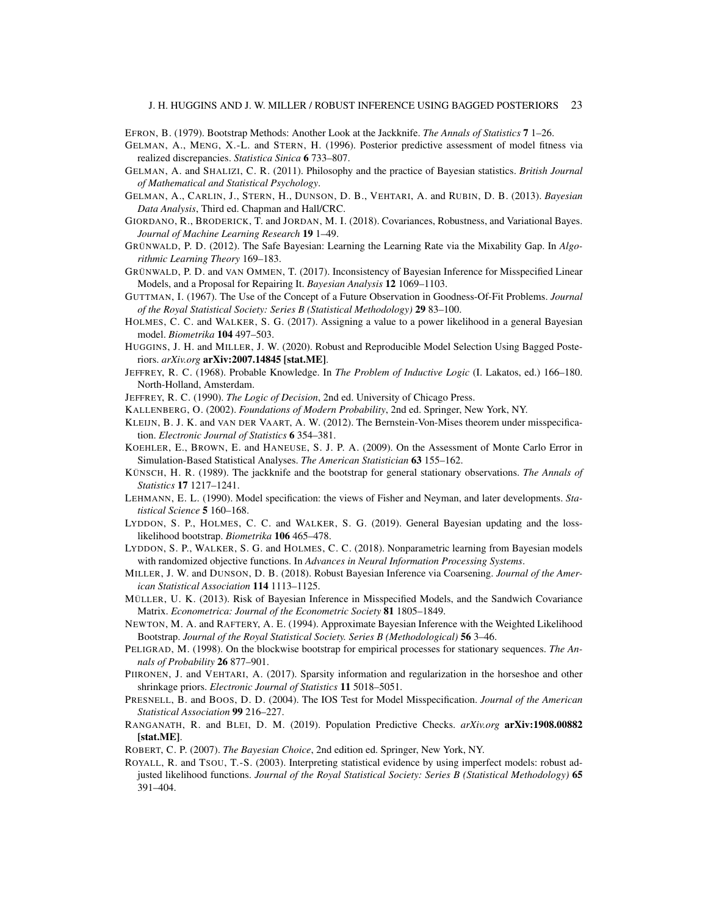EFRON, B. (1979). Bootstrap Methods: Another Look at the Jackknife. *The Annals of Statistics* **7** 1–26.

GELMAN, A., MENG, X.-L. and STERN, H. (1996). Posterior predictive assessment of model fitness via realized discrepancies. *Statistica Sinica* **6** 733–807.

GELMAN, A. and SHALIZI, C. R. (2011). Philosophy and the practice of Bayesian statistics. *British Journal of Mathematical and Statistical Psychology*.

GELMAN, A., CARLIN, J., STERN, H., DUNSON, D. B., VEHTARI, A. and RUBIN, D. B. (2013). *Bayesian Data Analysis*, Third ed. Chapman and Hall/CRC.

GIORDANO, R., BRODERICK, T. and JORDAN, M. I. (2018). Covariances, Robustness, and Variational Bayes. *Journal of Machine Learning Research* **19** 1–49.

GRÜNWALD, P. D. (2012). The Safe Bayesian: Learning the Learning Rate via the Mixability Gap. In *Algorithmic Learning Theory* 169–183.

GRÜNWALD, P. D. and VAN OMMEN, T. (2017). Inconsistency of Bayesian Inference for Misspecified Linear Models, and a Proposal for Repairing It. *Bayesian Analysis* **12** 1069–1103.

GUTTMAN, I. (1967). The Use of the Concept of a Future Observation in Goodness-Of-Fit Problems. *Journal of the Royal Statistical Society: Series B (Statistical Methodology)* **29** 83–100.

HOLMES, C. C. and WALKER, S. G. (2017). Assigning a value to a power likelihood in a general Bayesian model. *Biometrika* **104** 497–503.

HUGGINS, J. H. and MILLER, J. W. (2020). Robust and Reproducible Model Selection Using Bagged Posteriors. *arXiv.org* **arXiv:2007.14845 [stat.ME]**.

JEFFREY, R. C. (1968). Probable Knowledge. In *The Problem of Inductive Logic* (I. Lakatos, ed.) 166–180. North-Holland, Amsterdam.

JEFFREY, R. C. (1990). *The Logic of Decision*, 2nd ed. University of Chicago Press.

KALLENBERG, O. (2002). *Foundations of Modern Probability*, 2nd ed. Springer, New York, NY.

KLEIJN, B. J. K. and VAN DER VAART, A. W. (2012). The Bernstein-Von-Mises theorem under misspecification. *Electronic Journal of Statistics* **6** 354–381.

KOEHLER, E., BROWN, E. and HANEUSE, S. J. P. A. (2009). On the Assessment of Monte Carlo Error in Simulation-Based Statistical Analyses. *The American Statistician* **63** 155–162.

KÜNSCH, H. R. (1989). The jackknife and the bootstrap for general stationary observations. *The Annals of Statistics* **17** 1217–1241.

LEHMANN, E. L. (1990). Model specification: the views of Fisher and Neyman, and later developments. *Statistical Science* **5** 160–168.

LYDDON, S. P., HOLMES, C. C. and WALKER, S. G. (2019). General Bayesian updating and the loss-likelihood bootstrap. *Biometrika* **106** 465–478.

LYDDON, S. P., WALKER, S. G. and HOLMES, C. C. (2018). Nonparametric learning from Bayesian models with randomized objective functions. In *Advances in Neural Information Processing Systems*.

MILLER, J. W. and DUNSON, D. B. (2018). Robust Bayesian Inference via Coarsening. *Journal of the American Statistical Association* **114** 1113–1125.

MÜLLER, U. K. (2013). Risk of Bayesian Inference in Misspecified Models, and the Sandwich Covariance Matrix. *Econometrica: Journal of the Econometric Society* **81** 1805–1849.

NEWTON, M. A. and RAFTERY, A. E. (1994). Approximate Bayesian Inference with the Weighted Likelihood Bootstrap. *Journal of the Royal Statistical Society. Series B (Methodological)* **56** 3–46.

PELIGRAD, M. (1998). On the blockwise bootstrap for empirical processes for stationary sequences. *The Annals of Probability* **26** 877–901.

PIIRONEN, J. and VEHTARI, A. (2017). Sparsity information and regularization in the horseshoe and other shrinkage priors. *Electronic Journal of Statistics* **11** 5018–5051.

PRESNELL, B. and BOOS, D. D. (2004). The IOS Test for Model Misspecification. *Journal of the American Statistical Association* **99** 216–227.

RANGANATH, R. and BLEI, D. M. (2019). Population Predictive Checks. *arXiv.org* **arXiv:1908.00882 [stat.ME]**.

ROBERT, C. P. (2007). *The Bayesian Choice*, 2nd edition ed. Springer, New York, NY.

ROYALL, R. and TSOU, T.-S. (2003). Interpreting statistical evidence by using imperfect models: robust adjusted likelihood functions. *Journal of the Royal Statistical Society: Series B (Statistical Methodology)* **65** 391–404.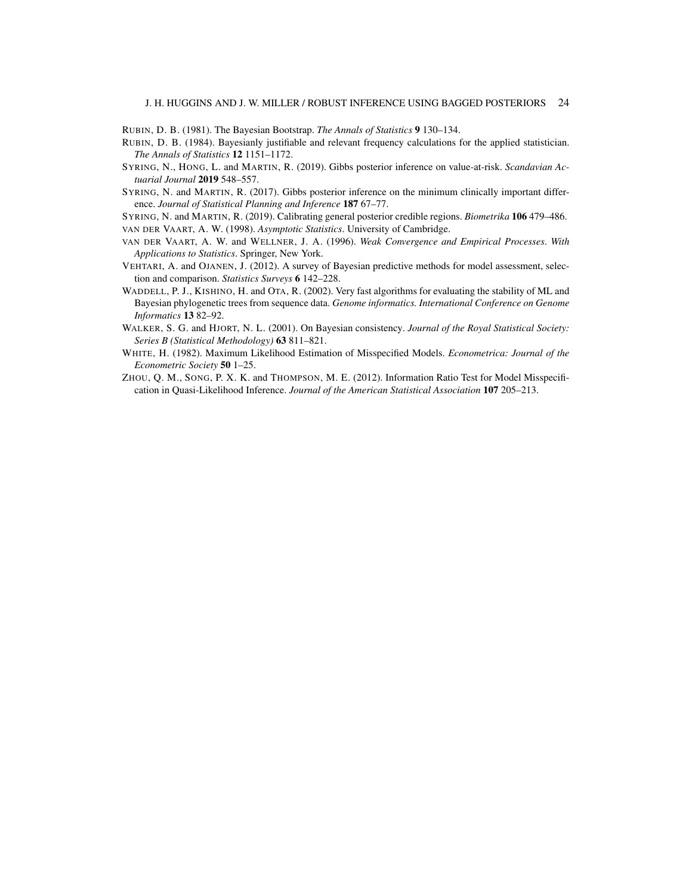RUBIN, D. B. (1981). The Bayesian Bootstrap. *The Annals of Statistics* **9** 130–134.

RUBIN, D. B. (1984). Bayesianly justifiable and relevant frequency calculations for the applied statistician. *The Annals of Statistics* **12** 1151–1172.

SYRING, N., HONG, L. and MARTIN, R. (2019). Gibbs posterior inference on value-at-risk. *Scandavian Actuarial Journal* **2019** 548–557.

SYRING, N. and MARTIN, R. (2017). Gibbs posterior inference on the minimum clinically important difference. *Journal of Statistical Planning and Inference* **187** 67–77.

SYRING, N. and MARTIN, R. (2019). Calibrating general posterior credible regions. *Biometrika* **106** 479–486.

VAN DER VAART, A. W. (1998). *Asymptotic Statistics*. University of Cambridge.

VAN DER VAART, A. W. and WELLNER, J. A. (1996). *Weak Convergence and Empirical Processes. With Applications to Statistics*. Springer, New York.

VEHTARI, A. and OJANEN, J. (2012). A survey of Bayesian predictive methods for model assessment, selection and comparison. *Statistics Surveys* **6** 142–228.

WADDELL, P. J., KISHINO, H. and OTA, R. (2002). Very fast algorithms for evaluating the stability of ML and Bayesian phylogenetic trees from sequence data. *Genome informatics. International Conference on Genome Informatics* **13** 82–92.

WALKER, S. G. and HJORT, N. L. (2001). On Bayesian consistency. *Journal of the Royal Statistical Society: Series B (Statistical Methodology)* **63** 811–821.

WHITE, H. (1982). Maximum Likelihood Estimation of Misspecified Models. *Econometrica: Journal of the Econometric Society* **50** 1–25.

ZHOU, Q. M., SONG, P. X. K. and THOMPSON, M. E. (2012). Information Ratio Test for Model Misspecification in Quasi-Likelihood Inference. *Journal of the American Statistical Association* **107** 205–213.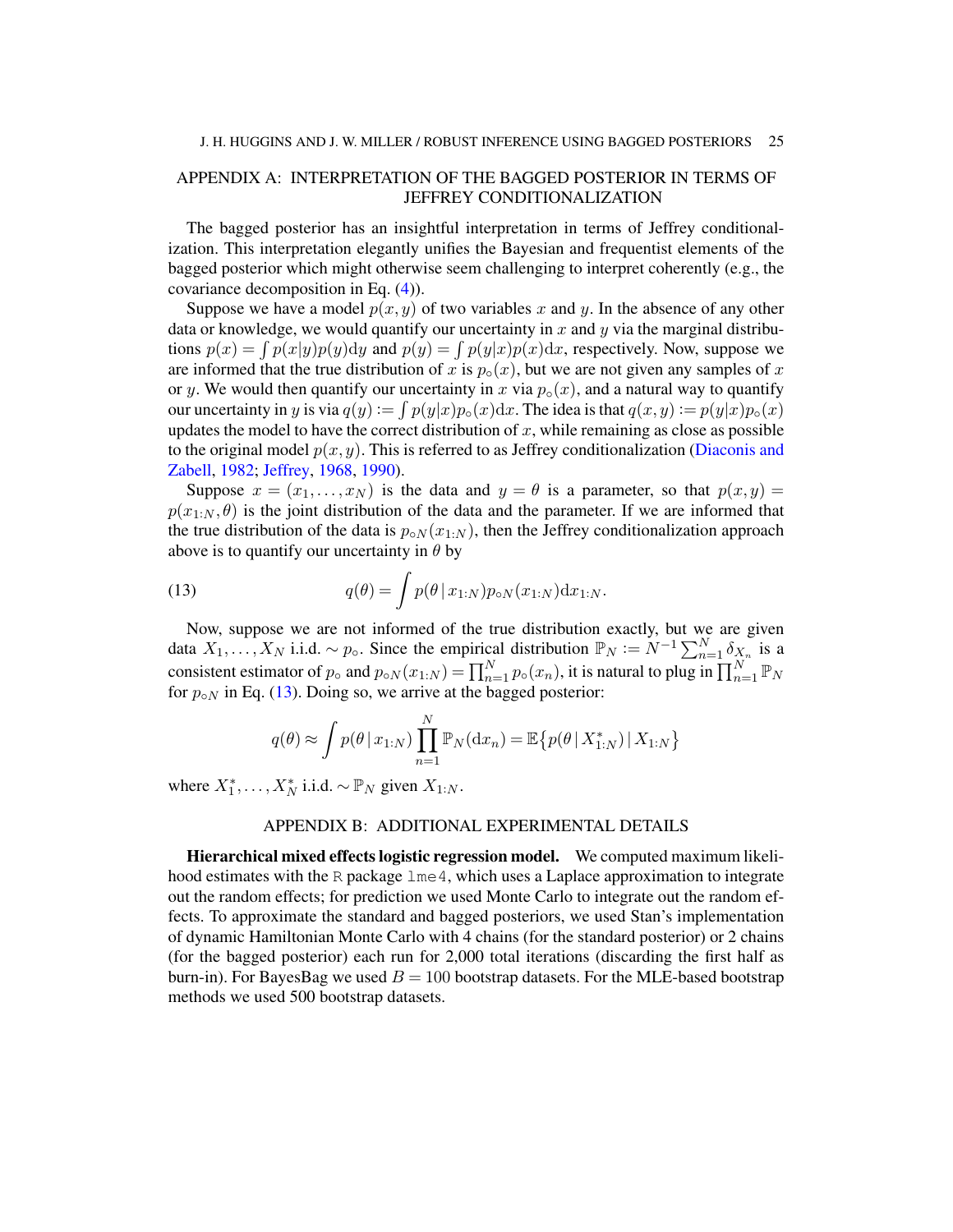## APPENDIX A: INTERPRETATION OF THE BAGGED POSTERIOR IN TERMS OF JEFFREY CONDITIONALIZATION

The bagged posterior has an insightful interpretation in terms of Jeffrey conditionalization. This interpretation elegantly unifies the Bayesian and frequentist elements of the bagged posterior which might otherwise seem challenging to interpret coherently (e.g., the covariance decomposition in Eq. (4)).

Suppose we have a model $p(x, y)$ of two variables $x$ and $y$. In the absence of any other data or knowledge, we would quantify our uncertainty in $x$ and $y$ via the marginal distributions $p(x) = \int p(x|y)p(y)\mathrm{d}y$ and $p(y) = \int p(y|x)p(x)\mathrm{d}x$, respectively. Now, suppose we are informed that the true distribution of $x$ is $p_\circ(x)$, but we are not given any samples of $x$ or $y$. We would then quantify our uncertainty in $x$ via $p_\circ(x)$, and a natural way to quantify our uncertainty in $y$ is via $q(y) := \int p(y|x)p_\circ(x)\mathrm{d}x$. The idea is that $q(x, y) := p(y|x)p_\circ(x)$ updates the model to have the correct distribution of $x$, while remaining as close as possible to the original model $p(x, y)$. This is referred to as Jeffrey conditionalization (Diaconis and Zabell, 1982; Jeffrey, 1968, 1990).

Suppose $x = (x_1, \dots, x_N)$ is the data and $y = \theta$ is a parameter, so that $p(x, y) = p(x_{1:N}, \theta)$ is the joint distribution of the data and the parameter. If we are informed that the true distribution of the data is $p_{\circ N}(x_{1:N})$, then the Jeffrey conditionalization approach above is to quantify our uncertainty in $\theta$ by

$$q(\theta) = \int p(\theta \,|\, x_{1:N}) p_{\circ N}(x_{1:N}) \mathrm{d}x_{1:N}. \tag{13}$$

Now, suppose we are not informed of the true distribution exactly, but we are given data $X_1, \dots, X_N$ i.i.d. $\sim p_\circ$. Since the empirical distribution $\mathbb{P}_N := N^{-1}\sum_{n=1}^N \delta_{X_n}$ is a consistent estimator of $p_\circ$ and $p_{\circ N}(x_{1:N}) = \prod_{n=1}^N p_\circ(x_n)$, it is natural to plug in $\prod_{n=1}^N \mathbb{P}_N$ for $p_{\circ N}$ in Eq. (13). Doing so, we arrive at the bagged posterior:

$$q(\theta) \approx \int p(\theta \,|\, x_{1:N}) \prod_{n=1}^N \mathbb{P}_N(\mathrm{d}x_n) = \mathbb{E}\{p(\theta \,|\, X^*_{1:N}) \,|\, X_{1:N}\}$$

where $X_1^*, \dots, X_N^*$ i.i.d. $\sim \mathbb{P}_N$ given $X_{1:N}$.

## APPENDIX B: ADDITIONAL EXPERIMENTAL DETAILS

**Hierarchical mixed effects logistic regression model.** We computed maximum likelihood estimates with the R package lme4, which uses a Laplace approximation to integrate out the random effects; for prediction we used Monte Carlo to integrate out the random effects. To approximate the standard and bagged posteriors, we used Stan's implementation of dynamic Hamiltonian Monte Carlo with 4 chains (for the standard posterior) or 2 chains (for the bagged posterior) each run for 2,000 total iterations (discarding the first half as burn-in). For BayesBag we used $B = 100$ bootstrap datasets. For the MLE-based bootstrap methods we used 500 bootstrap datasets.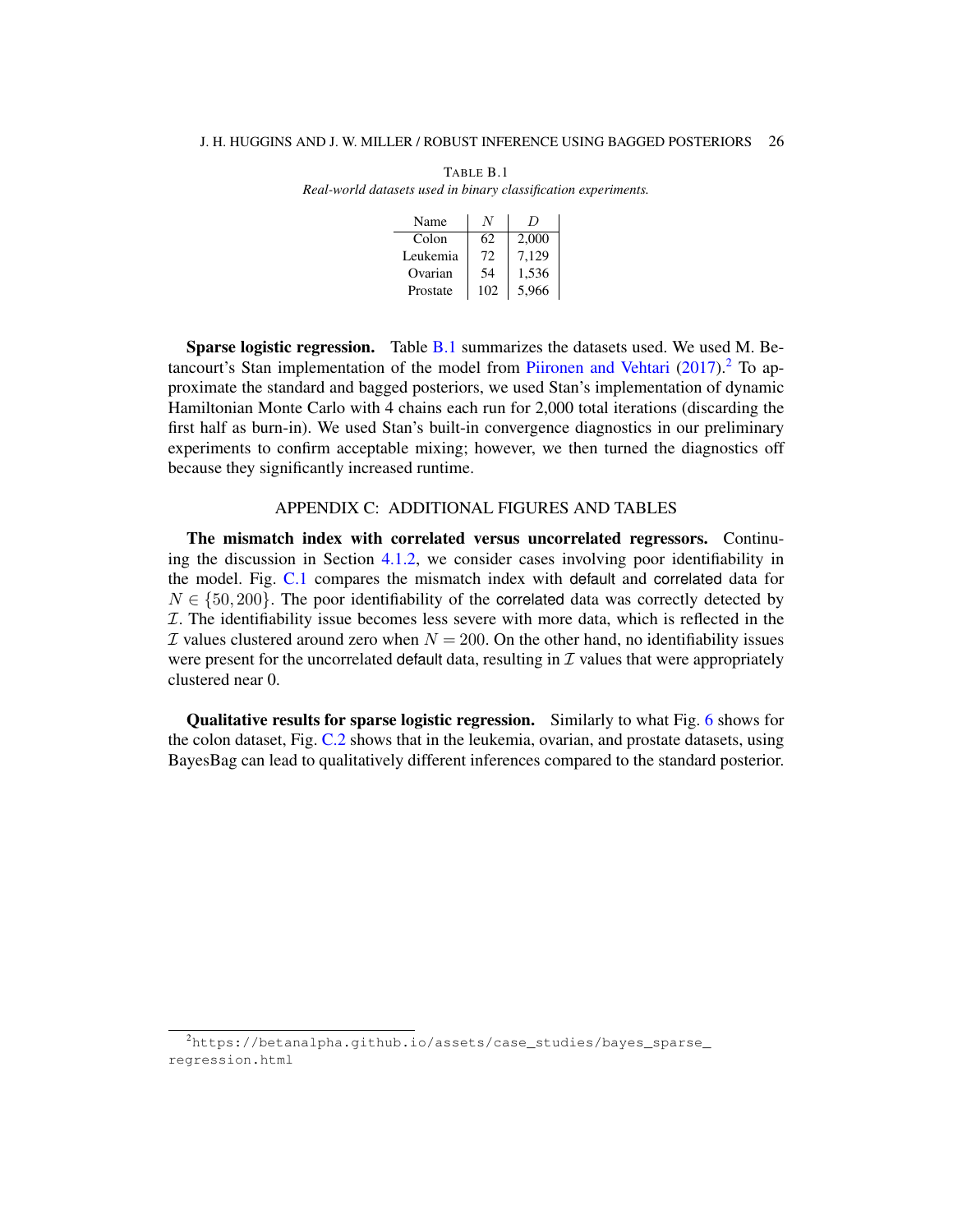TABLE B.1

*Real-world datasets used in binary classification experiments.*

| Name | $N$ | $D$ |
|---|---|---|
| Colon | 62 | 2,000 |
| Leukemia | 72 | 7,129 |
| Ovarian | 54 | 1,536 |
| Prostate | 102 | 5,966 |

**Sparse logistic regression.** Table B.1 summarizes the datasets used. We used M. Betancourt's Stan implementation of the model from Piironen and Vehtari (2017).[2] To approximate the standard and bagged posteriors, we used Stan's implementation of dynamic Hamiltonian Monte Carlo with 4 chains each run for 2,000 total iterations (discarding the first half as burn-in). We used Stan's built-in convergence diagnostics in our preliminary experiments to confirm acceptable mixing; however, we then turned the diagnostics off because they significantly increased runtime.

## APPENDIX C: ADDITIONAL FIGURES AND TABLES

**The mismatch index with correlated versus uncorrelated regressors.** Continuing the discussion in Section 4.1.2, we consider cases involving poor identifiability in the model. Fig. C.1 compares the mismatch index with default and correlated data for $N \in \{50, 200\}$. The poor identifiability of the correlated data was correctly detected by $\mathcal{I}$. The identifiability issue becomes less severe with more data, which is reflected in the $\mathcal{I}$ values clustered around zero when $N = 200$. On the other hand, no identifiability issues were present for the uncorrelated default data, resulting in $\mathcal{I}$ values that were appropriately clustered near 0.

**Qualitative results for sparse logistic regression.** Similarly to what Fig. 6 shows for the colon dataset, Fig. C.2 shows that in the leukemia, ovarian, and prostate datasets, using BayesBag can lead to qualitatively different inferences compared to the standard posterior.

[2] https://betanalpha.github.io/assets/case_studies/bayes_sparse_regression.html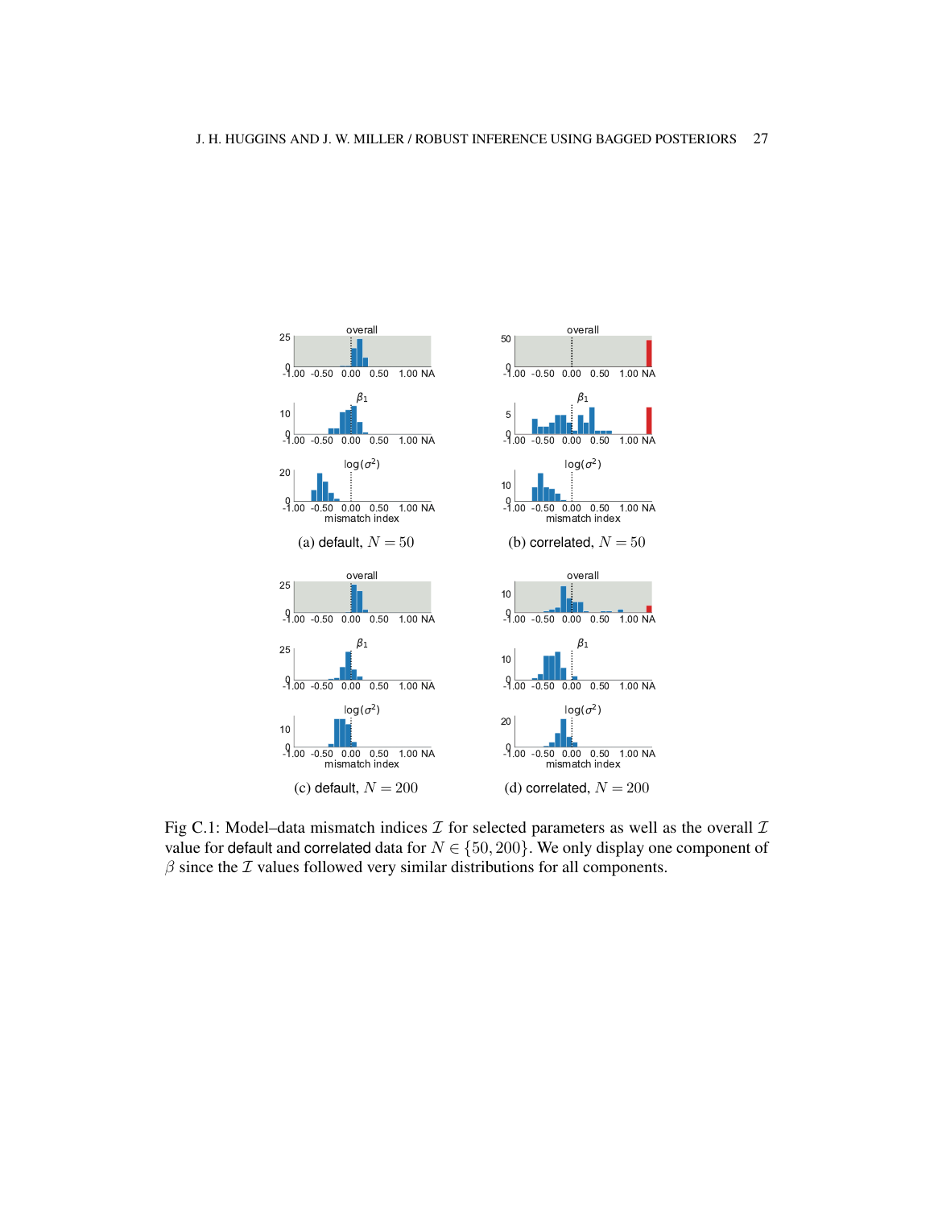(a) default, $N = 50$

(b) correlated, $N = 50$

(c) default, $N = 200$

(d) correlated, $N = 200$

Fig C.1: Model–data mismatch indices $\mathcal{I}$ for selected parameters as well as the overall $\mathcal{I}$ value for default and correlated data for $N \in \{50, 200\}$. We only display one component of $\beta$ since the $\mathcal{I}$ values followed very similar distributions for all components.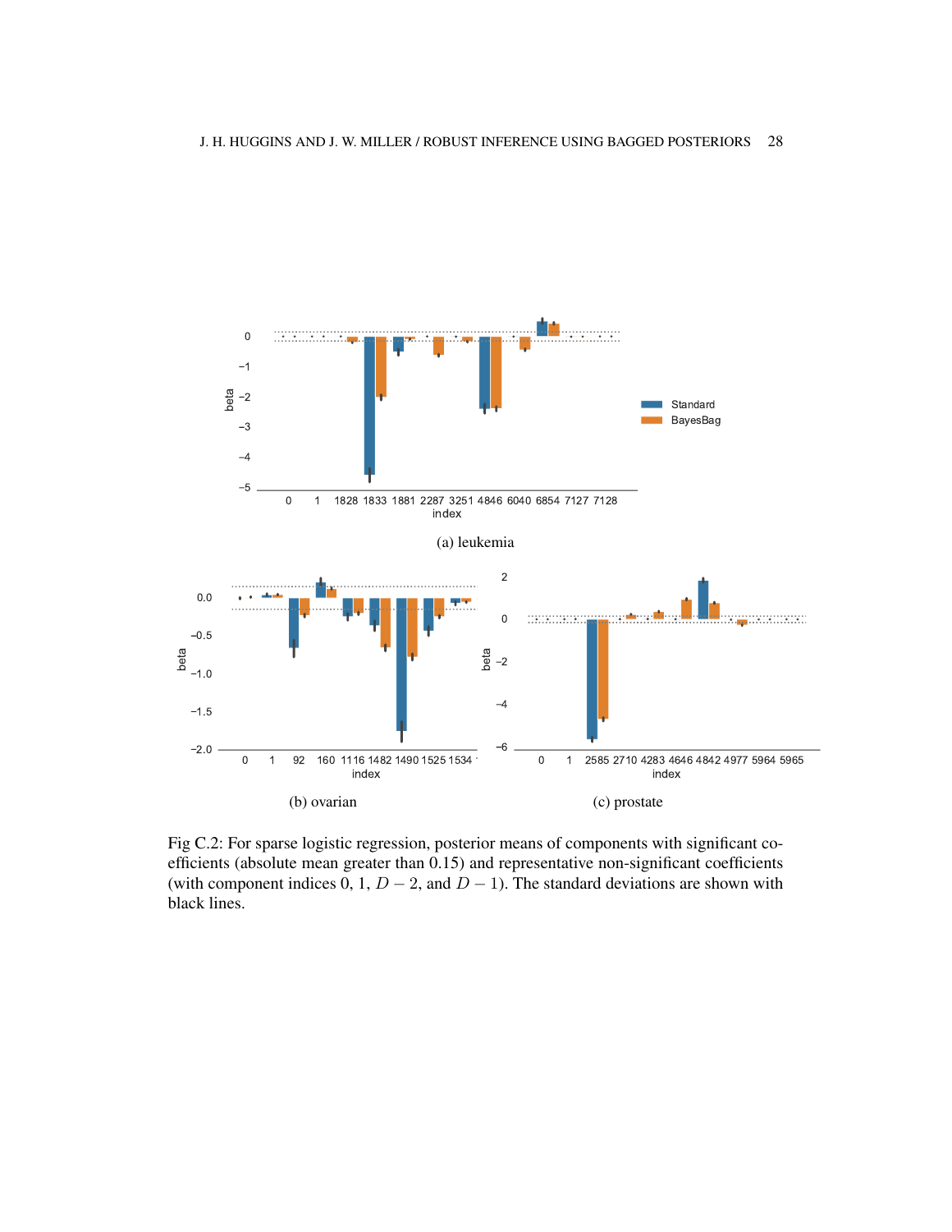(a) leukemia

(b) ovarian

(c) prostate

Fig C.2: For sparse logistic regression, posterior means of components with significant coefficients (absolute mean greater than 0.15) and representative non-significant coefficients (with component indices 0, 1, $D - 2$, and $D - 1$). The standard deviations are shown with black lines.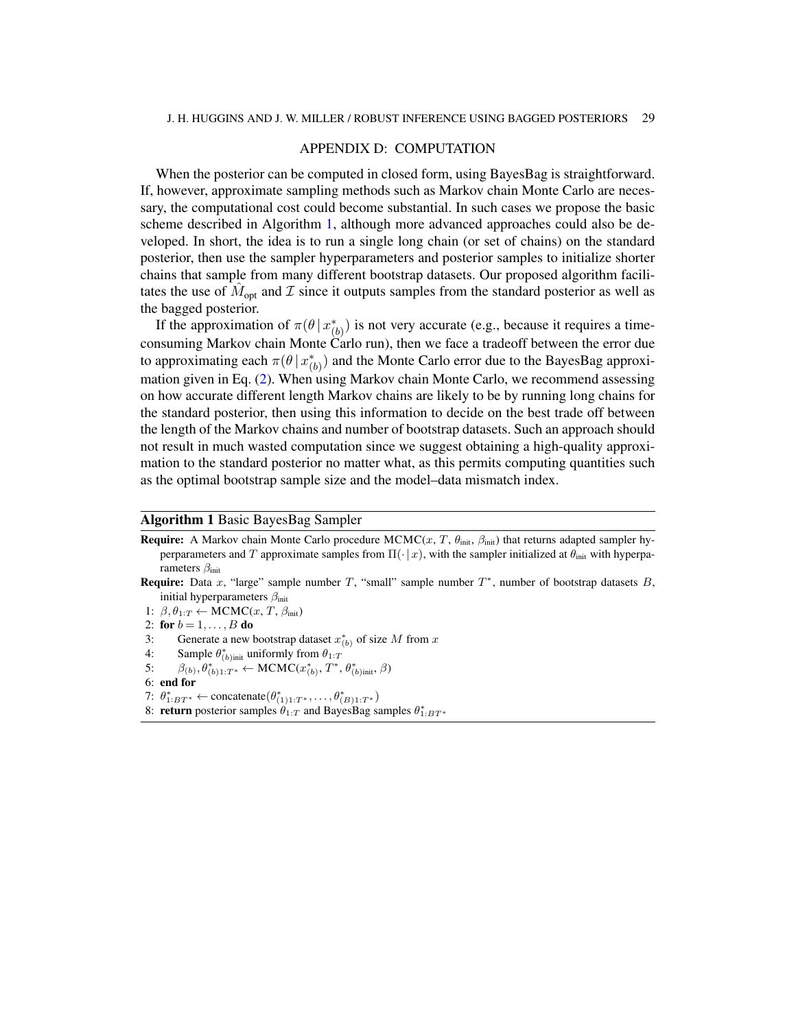## APPENDIX D: COMPUTATION

When the posterior can be computed in closed form, using BayesBag is straightforward. If, however, approximate sampling methods such as Markov chain Monte Carlo are necessary, the computational cost could become substantial. In such cases we propose the basic scheme described in Algorithm 1, although more advanced approaches could also be developed. In short, the idea is to run a single long chain (or set of chains) on the standard posterior, then use the sampler hyperparameters and posterior samples to initialize shorter chains that sample from many different bootstrap datasets. Our proposed algorithm facilitates the use of $\hat{M}_{\text{opt}}$ and $\mathcal{I}$ since it outputs samples from the standard posterior as well as the bagged posterior.

If the approximation of $\pi(\theta \mid x^*_{(b)})$ is not very accurate (e.g., because it requires a time-consuming Markov chain Monte Carlo run), then we face a tradeoff between the error due to approximating each $\pi(\theta \mid x^*_{(b)})$ and the Monte Carlo error due to the BayesBag approximation given in Eq. (2). When using Markov chain Monte Carlo, we recommend assessing on how accurate different length Markov chains are likely to be by running long chains for the standard posterior, then using this information to decide on the best trade off between the length of the Markov chains and number of bootstrap datasets. Such an approach should not result in much wasted computation since we suggest obtaining a high-quality approximation to the standard posterior no matter what, as this permits computing quantities such as the optimal bootstrap sample size and the model–data mismatch index.

**Algorithm 1** Basic BayesBag Sampler

**Require:** A Markov chain Monte Carlo procedure MCMC($x$, $T$, $\theta_{\text{init}}$, $\beta_{\text{init}}$) that returns adapted sampler hyperparameters and $T$ approximate samples from $\Pi(\cdot \mid x)$, with the sampler initialized at $\theta_{\text{init}}$ with hyperparameters $\beta_{\text{init}}$

**Require:** Data $x$, "large" sample number $T$, "small" sample number $T^*$, number of bootstrap datasets $B$, initial hyperparameters $\beta_{\text{init}}$

1: $\beta, \theta_{1:T} \leftarrow$ MCMC($x$, $T$, $\beta_{\text{init}}$)
2: **for** $b = 1, \ldots, B$ **do**
3: Generate a new bootstrap dataset $x^*_{(b)}$ of size $M$ from $x$
4: Sample $\theta^*_{(b)\text{init}}$ uniformly from $\theta_{1:T}$
5: $\beta_{(b)}, \theta^*_{(b)1:T^*} \leftarrow$ MCMC($x^*_{(b)}$, $T^*$, $\theta^*_{(b)\text{init}}$, $\beta$)
6: **end for**
7: $\theta^*_{1:BT^*} \leftarrow$ concatenate($\theta^*_{(1)1:T^*}, \ldots, \theta^*_{(B)1:T^*}$)
8: **return** posterior samples $\theta_{1:T}$ and BayesBag samples $\theta^*_{1:BT^*}$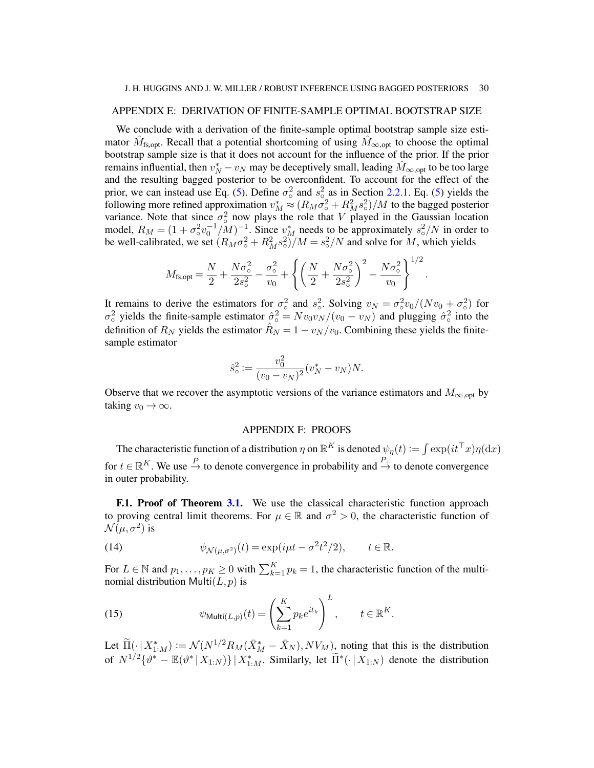## APPENDIX E: DERIVATION OF FINITE-SAMPLE OPTIMAL BOOTSTRAP SIZE

We conclude with a derivation of the finite-sample optimal bootstrap sample size estimator $\hat{M}_{\text{fs,opt}}$. Recall that a potential shortcoming of using $\hat{M}_{\infty,\text{opt}}$ to choose the optimal bootstrap sample size is that it does not account for the influence of the prior. If the prior remains influential, then $v_N^* - v_N$ may be deceptively small, leading $\hat{M}_{\infty,\text{opt}}$ to be too large and the resulting bagged posterior to be overconfident. To account for the effect of the prior, we can instead use Eq. (5). Define $\sigma_\circ^2$ and $s_\circ^2$ as in Section 2.2.1. Eq. (5) yields the following more refined approximation $v_M^* \approx (R_M \sigma_\circ^2 + R_M^2 s_\circ^2)/M$ to the bagged posterior variance. Note that since $\sigma_\circ^2$ now plays the role that $V$ played in the Gaussian location model, $R_M = (1 + \sigma_\circ^2 v_0^{-1}/M)^{-1}$. Since $v_M^*$ needs to be approximately $s_\circ^2/N$ in order to be well-calibrated, we set $(R_M \sigma_\circ^2 + R_M^2 s_\circ^2)/M = s_\circ^2/N$ and solve for $M$, which yields

$$M_{\text{fs,opt}} = \frac{N}{2} + \frac{N\sigma_\circ^2}{2s_\circ^2} - \frac{\sigma_\circ^2}{v_0} + \left\{ \left( \frac{N}{2} + \frac{N\sigma_\circ^2}{2s_\circ^2} \right)^2 - \frac{N\sigma_\circ^2}{v_0} \right\}^{1/2}.$$

It remains to derive the estimators for $\sigma_\circ^2$ and $s_\circ^2$. Solving $v_N = \sigma_\circ^2 v_0/(N v_0 + \sigma_\circ^2)$ for $\sigma_\circ^2$ yields the finite-sample estimator $\hat{\sigma}_\circ^2 = N v_0 v_N/(v_0 - v_N)$ and plugging $\hat{\sigma}_\circ^2$ into the definition of $R_N$ yields the estimator $\hat{R}_N = 1 - v_N/v_0$. Combining these yields the finite-sample estimator

$$\hat{s}_\circ^2 := \frac{v_0^2}{(v_0 - v_N)^2}(v_N^* - v_N)N.$$

Observe that we recover the asymptotic versions of the variance estimators and $M_{\infty,\text{opt}}$ by taking $v_0 \to \infty$.

## APPENDIX F: PROOFS

The characteristic function of a distribution $\eta$ on $\mathbb{R}^K$ is denoted $\psi_\eta(t) := \int \exp(it^\top x)\eta(\mathrm{d}x)$ for $t \in \mathbb{R}^K$. We use $\xrightarrow{P}$ to denote convergence in probability and $\xrightarrow{P_+}$ to denote convergence in outer probability.

**F.1. Proof of Theorem 3.1.** We use the classical characteristic function approach to proving central limit theorems. For $\mu \in \mathbb{R}$ and $\sigma^2 > 0$, the characteristic function of $\mathcal{N}(\mu, \sigma^2)$ is

$$\psi_{\mathcal{N}(\mu,\sigma^2)}(t) = \exp(i\mu t - \sigma^2 t^2/2), \qquad t \in \mathbb{R}. \tag{14}$$

For $L \in \mathbb{N}$ and $p_1, \dots, p_K \geq 0$ with $\sum_{k=1}^K p_k = 1$, the characteristic function of the multinomial distribution $\mathsf{Multi}(L, p)$ is

$$\psi_{\mathsf{Multi}(L,p)}(t) = \left( \sum_{k=1}^K p_k e^{it_k} \right)^L, \qquad t \in \mathbb{R}^K. \tag{15}$$

Let $\widetilde{\Pi}(\cdot \mid X_{1:M}^*) := \mathcal{N}(N^{1/2} R_M (\bar{X}_M^* - \bar{X}_N), N V_M)$, noting that this is the distribution of $N^{1/2}\{\vartheta^* - \mathbb{E}(\vartheta^* \mid X_{1:N})\} \mid X_{1:M}^*$. Similarly, let $\widetilde{\Pi}^*(\cdot \mid X_{1:N})$ denote the distribution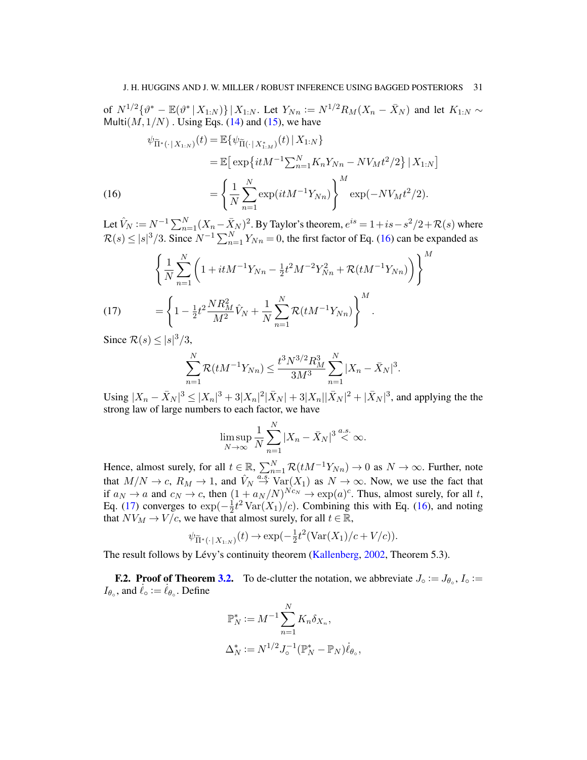of $N^{1/2}\{\vartheta^* - \mathbb{E}(\vartheta^* \mid X_{1:N})\} \mid X_{1:N}$. Let $Y_{Nn} := N^{1/2} R_M (X_n - \bar{X}_N)$ and let $K_{1:N} \sim \mathsf{Multi}(M, 1/N)$ . Using Eqs. (14) and (15), we have

$$
\begin{aligned}
\psi_{\widetilde{\Pi}^*(\cdot \mid X_{1:N})}(t) &= \mathbb{E}\{\psi_{\widetilde{\Pi}(\cdot \mid X^*_{1:M})}(t) \mid X_{1:N}\} \\
&= \mathbb{E}\big[\exp\{itM^{-1}\textstyle\sum_{n=1}^N K_n Y_{Nn} - NV_M t^2/2\} \mid X_{1:N}\big] \\
&= \left\{\frac{1}{N}\sum_{n=1}^N \exp(itM^{-1}Y_{Nn})\right\}^M \exp(-NV_M t^2/2).
\end{aligned} \tag{16}
$$

Let $\hat{V}_N := N^{-1}\sum_{n=1}^N (X_n - \bar{X}_N)^2$. By Taylor's theorem, $e^{is} = 1 + is - s^2/2 + \mathcal{R}(s)$ where $\mathcal{R}(s) \le |s|^3/3$. Since $N^{-1}\sum_{n=1}^N Y_{Nn} = 0$, the first factor of Eq. (16) can be expanded as

$$
\begin{aligned}
&\left\{\frac{1}{N}\sum_{n=1}^N \left(1 + itM^{-1}Y_{Nn} - \tfrac{1}{2}t^2 M^{-2} Y_{Nn}^2 + \mathcal{R}(tM^{-1}Y_{Nn})\right)\right\}^M \\
&\qquad = \left\{1 - \tfrac{1}{2}t^2 \frac{NR_M^2}{M^2}\hat{V}_N + \frac{1}{N}\sum_{n=1}^N \mathcal{R}(tM^{-1}Y_{Nn})\right\}^M.
\end{aligned} \tag{17}
$$

Since $\mathcal{R}(s) \le |s|^3/3$,

$$
\sum_{n=1}^N \mathcal{R}(tM^{-1}Y_{Nn}) \le \frac{t^3 N^{3/2} R_M^3}{3M^3}\sum_{n=1}^N |X_n - \bar{X}_N|^3.
$$

Using $|X_n - \bar{X}_N|^3 \le |X_n|^3 + 3|X_n|^2|\bar{X}_N| + 3|X_n||\bar{X}_N|^2 + |\bar{X}_N|^3$, and applying the the strong law of large numbers to each factor, we have

$$
\limsup_{N\to\infty} \frac{1}{N}\sum_{n=1}^N |X_n - \bar{X}_N|^3 \overset{a.s.}{<} \infty.
$$

Hence, almost surely, for all $t \in \mathbb{R}$, $\sum_{n=1}^N \mathcal{R}(tM^{-1}Y_{Nn}) \to 0$ as $N \to \infty$. Further, note that $M/N \to c$, $R_M \to 1$, and $\hat{V}_N \overset{a.s.}{\to} \mathrm{Var}(X_1)$ as $N \to \infty$. Now, we use the fact that if $a_N \to a$ and $c_N \to c$, then $(1 + a_N/N)^{Nc_N} \to \exp(a)^c$. Thus, almost surely, for all $t$, Eq. (17) converges to $\exp(-\frac{1}{2}t^2\,\mathrm{Var}(X_1)/c)$. Combining this with Eq. (16), and noting that $NV_M \to V/c$, we have that almost surely, for all $t \in \mathbb{R}$,

$$
\psi_{\widetilde{\Pi}^*(\cdot \mid X_{1:N})}(t) \to \exp(-\tfrac{1}{2}t^2(\mathrm{Var}(X_1)/c + V/c)).
$$

The result follows by Lévy's continuity theorem (Kallenberg, 2002, Theorem 5.3).

**F.2. Proof of Theorem 3.2.** To de-clutter the notation, we abbreviate $J_\circ := J_{\theta_\circ}$, $I_\circ := I_{\theta_\circ}$, and $\dot{\ell}_\circ := \dot{\ell}_{\theta_\circ}$. Define

$$
\begin{aligned}
\mathbb{P}^*_N &:= M^{-1}\sum_{n=1}^N K_n \delta_{X_n}, \\
\Delta^*_N &:= N^{1/2} J_\circ^{-1}(\mathbb{P}^*_N - \mathbb{P}_N)\dot{\ell}_{\theta_\circ},
\end{aligned}
$$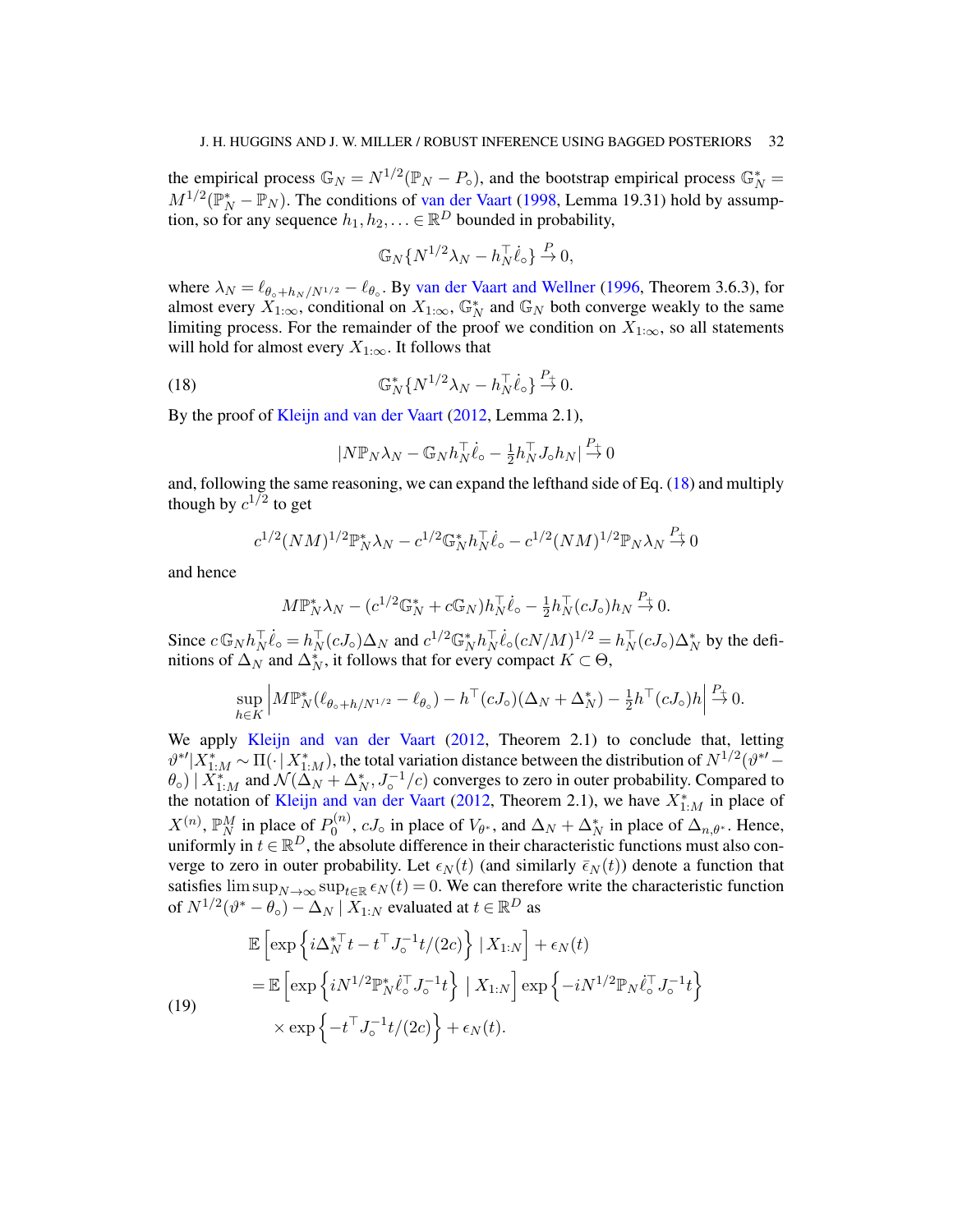the empirical process $\mathbb{G}_N = N^{1/2}(\mathbb{P}_N - P_\circ)$, and the bootstrap empirical process $\mathbb{G}^*_N = M^{1/2}(\mathbb{P}^*_N - \mathbb{P}_N)$. The conditions of van der Vaart (1998, Lemma 19.31) hold by assumption, so for any sequence $h_1, h_2, \ldots \in \mathbb{R}^D$ bounded in probability,

$$\mathbb{G}_N\{N^{1/2}\lambda_N - h_N^\top \dot{\ell}_\circ\} \xrightarrow{P} 0,$$

where $\lambda_N = \ell_{\theta_\circ + h_N/N^{1/2}} - \ell_{\theta_\circ}$. By van der Vaart and Wellner (1996, Theorem 3.6.3), for almost every $X_{1:\infty}$, conditional on $X_{1:\infty}$, $\mathbb{G}^*_N$ and $\mathbb{G}_N$ both converge weakly to the same limiting process. For the remainder of the proof we condition on $X_{1:\infty}$, so all statements will hold for almost every $X_{1:\infty}$. It follows that

$$\mathbb{G}^*_N\{N^{1/2}\lambda_N - h_N^\top \dot{\ell}_\circ\} \xrightarrow{P_\dagger} 0. \tag{18}$$

By the proof of Kleijn and van der Vaart (2012, Lemma 2.1),

$$|N\mathbb{P}_N\lambda_N - \mathbb{G}_N h_N^\top \dot{\ell}_\circ - \tfrac{1}{2}h_N^\top J_\circ h_N| \xrightarrow{P_\dagger} 0$$

and, following the same reasoning, we can expand the lefthand side of Eq. (18) and multiply though by $c^{1/2}$ to get

$$c^{1/2}(NM)^{1/2}\mathbb{P}^*_N\lambda_N - c^{1/2}\mathbb{G}^*_N h_N^\top \dot{\ell}_\circ - c^{1/2}(NM)^{1/2}\mathbb{P}_N\lambda_N \xrightarrow{P_\dagger} 0$$

and hence

$$M\mathbb{P}^*_N\lambda_N - (c^{1/2}\mathbb{G}^*_N + c\mathbb{G}_N)h_N^\top \dot{\ell}_\circ - \tfrac{1}{2}h_N^\top (cJ_\circ)h_N \xrightarrow{P_\dagger} 0.$$

Since $c\,\mathbb{G}_N h_N^\top \dot{\ell}_\circ = h_N^\top (cJ_\circ)\Delta_N$ and $c^{1/2}\mathbb{G}^*_N h_N^\top \dot{\ell}_\circ (cN/M)^{1/2} = h_N^\top (cJ_\circ)\Delta^*_N$ by the definitions of $\Delta_N$ and $\Delta^*_N$, it follows that for every compact $K \subset \Theta$,

$$\sup_{h \in K}\left| M\mathbb{P}^*_N(\ell_{\theta_\circ + h/N^{1/2}} - \ell_{\theta_\circ}) - h^\top (cJ_\circ)(\Delta_N + \Delta^*_N) - \tfrac{1}{2}h^\top (cJ_\circ)h\right| \xrightarrow{P_\dagger} 0.$$

We apply Kleijn and van der Vaart (2012, Theorem 2.1) to conclude that, letting $\vartheta^{*\prime} | X^*_{1:M} \sim \Pi(\cdot \mid X^*_{1:M})$, the total variation distance between the distribution of $N^{1/2}(\vartheta^{*\prime} - \theta_\circ) \mid X^*_{1:M}$ and $\mathcal{N}(\Delta_N + \Delta^*_N, J_\circ^{-1}/c)$ converges to zero in outer probability. Compared to the notation of Kleijn and van der Vaart (2012, Theorem 2.1), we have $X^*_{1:M}$ in place of $X^{(n)}$, $\mathbb{P}^M_N$ in place of $P_0^{(n)}$, $cJ_\circ$ in place of $V_{\theta^*}$, and $\Delta_N + \Delta^*_N$ in place of $\Delta_{n,\theta^*}$. Hence, uniformly in $t \in \mathbb{R}^D$, the absolute difference in their characteristic functions must also converge to zero in outer probability. Let $\epsilon_N(t)$ (and similarly $\bar{\epsilon}_N(t)$) denote a function that satisfies $\limsup_{N\to\infty}\sup_{t\in\mathbb{R}} \epsilon_N(t) = 0$. We can therefore write the characteristic function of $N^{1/2}(\vartheta^* - \theta_\circ) - \Delta_N \mid X_{1:N}$ evaluated at $t \in \mathbb{R}^D$ as

$$\begin{aligned}
&\mathbb{E}\left[\exp\left\{i\Delta_N^{*\top} t - t^\top J_\circ^{-1} t/(2c)\right\} \mid X_{1:N}\right] + \epsilon_N(t) \\
&= \mathbb{E}\left[\exp\left\{iN^{1/2}\mathbb{P}^*_N \dot{\ell}_\circ^\top J_\circ^{-1} t\right\} \mid X_{1:N}\right] \exp\left\{-iN^{1/2}\mathbb{P}_N \dot{\ell}_\circ^\top J_\circ^{-1} t\right\} \\
&\quad \times \exp\left\{-t^\top J_\circ^{-1} t/(2c)\right\} + \epsilon_N(t).
\end{aligned} \tag{19}$$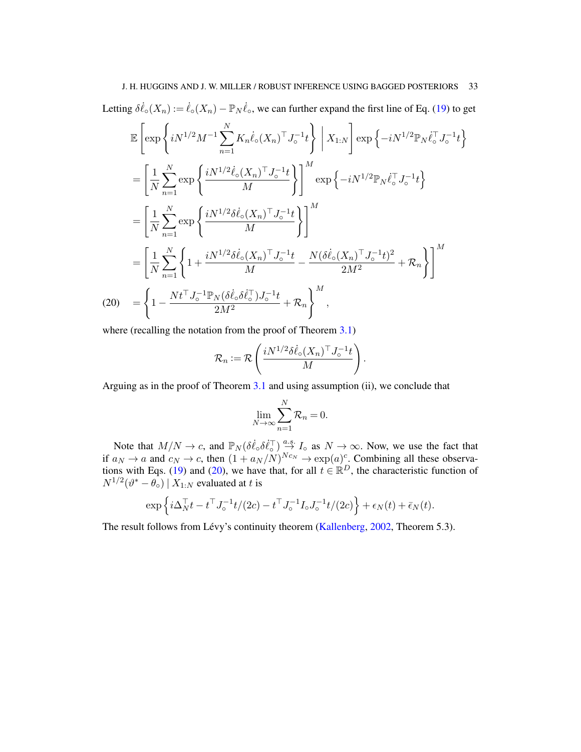Letting $\delta\dot{\ell}_\circ(X_n) := \dot{\ell}_\circ(X_n) - \mathbb{P}_N\dot{\ell}_\circ$, we can further expand the first line of Eq. (19) to get

$$
\begin{aligned}
&\mathbb{E}\left[\exp\left\{iN^{1/2}M^{-1}\sum_{n=1}^N K_n\dot{\ell}_\circ(X_n)^\top J_\circ^{-1}t\right\} \,\middle|\, X_{1:N}\right]\exp\left\{-iN^{1/2}\mathbb{P}_N\dot{\ell}_\circ^\top J_\circ^{-1}t\right\} \\
&= \left[\frac{1}{N}\sum_{n=1}^N \exp\left\{\frac{iN^{1/2}\dot{\ell}_\circ(X_n)^\top J_\circ^{-1}t}{M}\right\}\right]^M \exp\left\{-iN^{1/2}\mathbb{P}_N\dot{\ell}_\circ^\top J_\circ^{-1}t\right\} \\
&= \left[\frac{1}{N}\sum_{n=1}^N \exp\left\{\frac{iN^{1/2}\delta\dot{\ell}_\circ(X_n)^\top J_\circ^{-1}t}{M}\right\}\right]^M \\
&= \left[\frac{1}{N}\sum_{n=1}^N \left\{1 + \frac{iN^{1/2}\delta\dot{\ell}_\circ(X_n)^\top J_\circ^{-1}t}{M} - \frac{N(\delta\dot{\ell}_\circ(X_n)^\top J_\circ^{-1}t)^2}{2M^2} + \mathcal{R}_n\right\}\right]^M \\
&= \left\{1 - \frac{Nt^\top J_\circ^{-1}\mathbb{P}_N(\delta\dot{\ell}_\circ\delta\dot{\ell}_\circ^\top)J_\circ^{-1}t}{2M^2} + \mathcal{R}_n\right\}^M, \qquad (20)
\end{aligned}
$$

where (recalling the notation from the proof of Theorem 3.1)

$$
\mathcal{R}_n := \mathcal{R}\left(\frac{iN^{1/2}\delta\dot{\ell}_\circ(X_n)^\top J_\circ^{-1}t}{M}\right).
$$

Arguing as in the proof of Theorem 3.1 and using assumption (ii), we conclude that

$$
\lim_{N\to\infty}\sum_{n=1}^N \mathcal{R}_n = 0.
$$

Note that $M/N \to c$, and $\mathbb{P}_N(\delta\dot{\ell}_\circ\delta\dot{\ell}_\circ^\top) \xrightarrow{a.s.} I_\circ$ as $N\to\infty$. Now, we use the fact that if $a_N \to a$ and $c_N \to c$, then $(1 + a_N/N)^{Nc_N} \to \exp(a)^c$. Combining all these observations with Eqs. (19) and (20), we have that, for all $t \in \mathbb{R}^D$, the characteristic function of $N^{1/2}(\vartheta^* - \theta_\circ) \mid X_{1:N}$ evaluated at $t$ is

$$
\exp\left\{i\Delta_N^\top t - t^\top J_\circ^{-1}t/(2c) - t^\top J_\circ^{-1}I_\circ J_\circ^{-1}t/(2c)\right\} + \epsilon_N(t) + \bar{\epsilon}_N(t).
$$

The result follows from Lévy's continuity theorem (Kallenberg, 2002, Theorem 5.3).